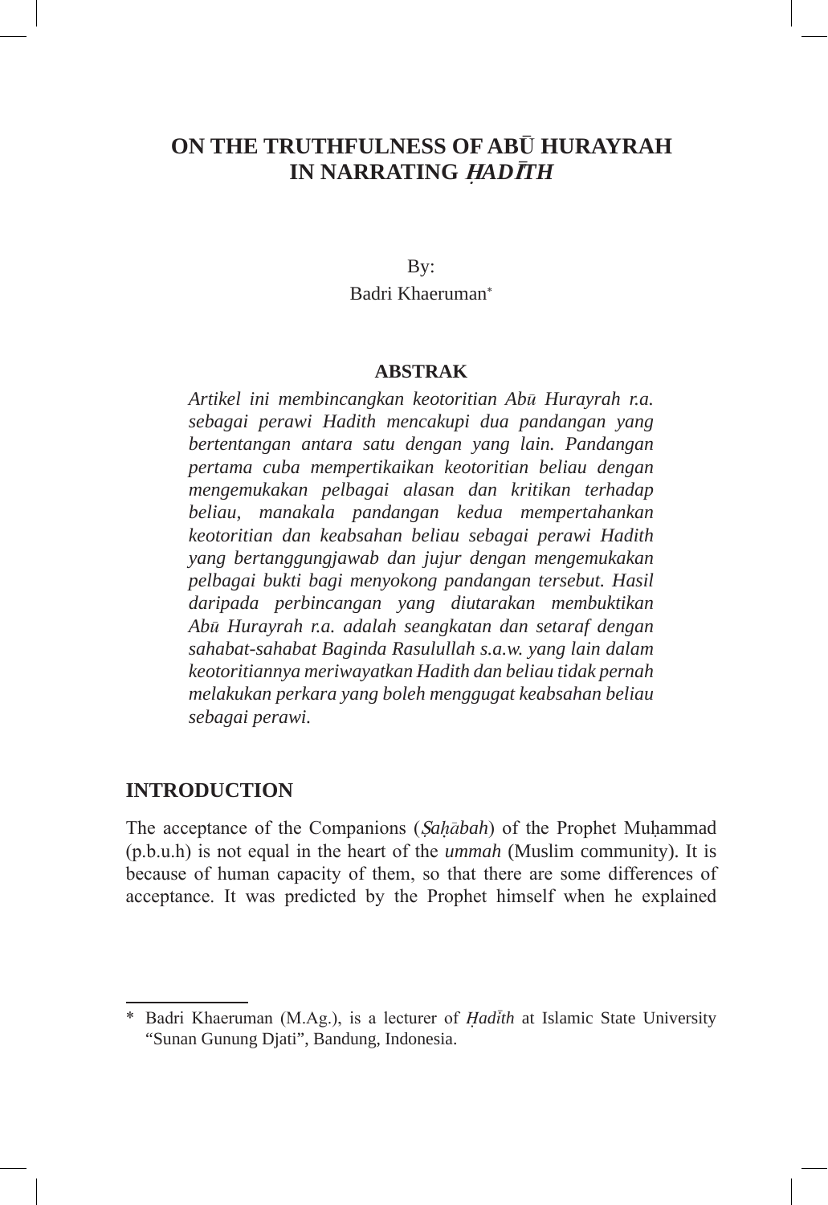# ON THE TRUTHFULNESS OF ABŪ HURAYRAH IN NARRATING *ḤADĪTH*

By:
Badri Khaeruman*

**ABSTRAK**

*Artikel ini membincangkan keotoritian Abū Hurayrah r.a. sebagai perawi Hadith mencakupi dua pandangan yang bertentangan antara satu dengan yang lain. Pandangan pertama cuba mempertikaikan keotoritian beliau dengan mengemukakan pelbagai alasan dan kritikan terhadap beliau, manakala pandangan kedua mempertahankan keotoritian dan keabsahan beliau sebagai perawi Hadith yang bertanggungjawab dan jujur dengan mengemukakan pelbagai bukti bagi menyokong pandangan tersebut. Hasil daripada perbincangan yang diutarakan membuktikan Abū Hurayrah r.a. adalah seangkatan dan setaraf dengan sahabat-sahabat Baginda Rasulullah s.a.w. yang lain dalam keotoritiannya meriwayatkan Hadith dan beliau tidak pernah melakukan perkara yang boleh menggugat keabsahan beliau sebagai perawi.*

## INTRODUCTION

The acceptance of the Companions (*Ṣaḥābah*) of the Prophet Muḥammad (p.b.u.h) is not equal in the heart of the *ummah* (Muslim community). It is because of human capacity of them, so that there are some differences of acceptance. It was predicted by the Prophet himself when he explained

---

\* Badri Khaeruman (M.Ag.), is a lecturer of *Ḥadīth* at Islamic State University "Sunan Gunung Djati", Bandung, Indonesia.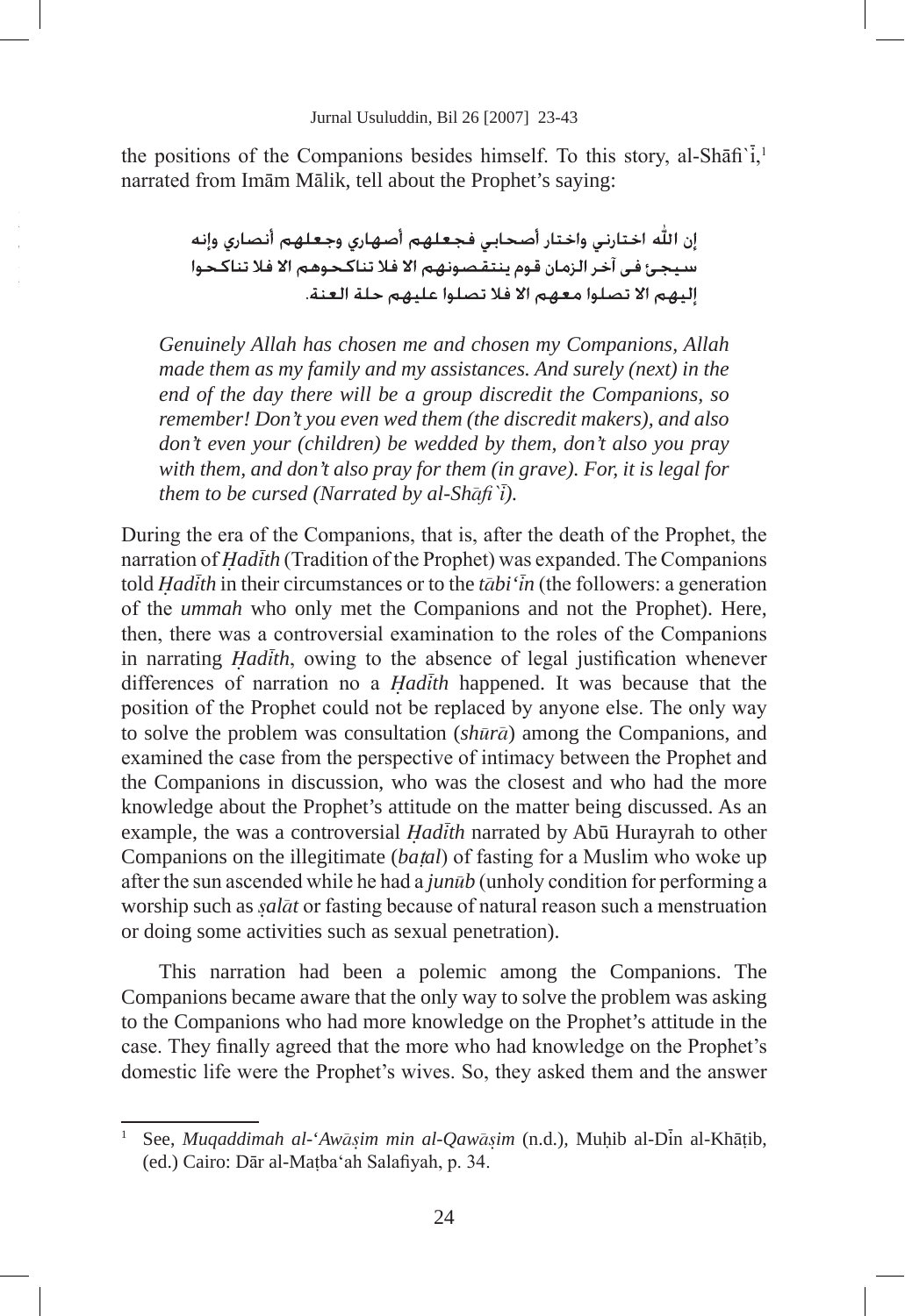the positions of the Companions besides himself. To this story, al-Shāfi`ī,[1] narrated from Imām Mālik, tell about the Prophet's saying:

إن الله اختارني واختار أصحابي فجعلهم أصهاري وجعلهم أنصاري وإنه سيجئ فى آخر الزمان قوم ينتقصونهم الا فلا تناكحوهم الا فلا تناكحوا إليهم الا تصلوا معهم الا فلا تصلوا عليهم حلة العنة.

*Genuinely Allah has chosen me and chosen my Companions, Allah made them as my family and my assistances. And surely (next) in the end of the day there will be a group discredit the Companions, so remember! Don't you even wed them (the discredit makers), and also don't even your (children) be wedded by them, don't also you pray with them, and don't also pray for them (in grave). For, it is legal for them to be cursed (Narrated by al-Shāfi`ī).*

During the era of the Companions, that is, after the death of the Prophet, the narration of *Ḥadīth* (Tradition of the Prophet) was expanded. The Companions told *Ḥadīth* in their circumstances or to the *tābi'īn* (the followers: a generation of the *ummah* who only met the Companions and not the Prophet). Here, then, there was a controversial examination to the roles of the Companions in narrating *Ḥadīth*, owing to the absence of legal justification whenever differences of narration no a *Ḥadīth* happened. It was because that the position of the Prophet could not be replaced by anyone else. The only way to solve the problem was consultation (*shūrā*) among the Companions, and examined the case from the perspective of intimacy between the Prophet and the Companions in discussion, who was the closest and who had the more knowledge about the Prophet's attitude on the matter being discussed. As an example, the was a controversial *Ḥadīth* narrated by Abū Hurayrah to other Companions on the illegitimate (*baṭal*) of fasting for a Muslim who woke up after the sun ascended while he had a *junūb* (unholy condition for performing a worship such as *ṣalāt* or fasting because of natural reason such a menstruation or doing some activities such as sexual penetration).

This narration had been a polemic among the Companions. The Companions became aware that the only way to solve the problem was asking to the Companions who had more knowledge on the Prophet's attitude in the case. They finally agreed that the more who had knowledge on the Prophet's domestic life were the Prophet's wives. So, they asked them and the answer

---

[1] See, *Muqaddimah al-'Awāṣim min al-Qawāṣim* (n.d.), Muḥib al-Dīn al-Khāṭib, (ed.) Cairo: Dār al-Maṭba'ah Salafiyah, p. 34.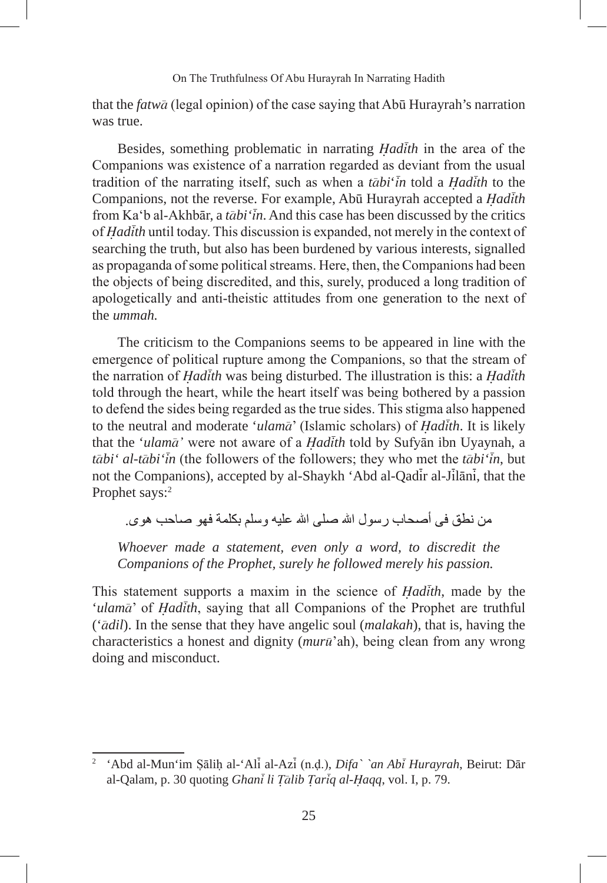that the *fatwā* (legal opinion) of the case saying that Abū Hurayrah's narration was true.

Besides, something problematic in narrating *Ḥadīth* in the area of the Companions was existence of a narration regarded as deviant from the usual tradition of the narrating itself, such as when a *tābi'īn* told a *Ḥadīth* to the Companions, not the reverse. For example, Abū Hurayrah accepted a *Ḥadīth* from Ka'b al-Akhbār, a *tābi'īn*. And this case has been discussed by the critics of *Ḥadīth* until today. This discussion is expanded, not merely in the context of searching the truth, but also has been burdened by various interests, signalled as propaganda of some political streams. Here, then, the Companions had been the objects of being discredited, and this, surely, produced a long tradition of apologetically and anti-theistic attitudes from one generation to the next of the *ummah.*

The criticism to the Companions seems to be appeared in line with the emergence of political rupture among the Companions, so that the stream of the narration of *Ḥadīth* was being disturbed. The illustration is this: a *Ḥadīth* told through the heart, while the heart itself was being bothered by a passion to defend the sides being regarded as the true sides. This stigma also happened to the neutral and moderate *'ulamā'* (Islamic scholars) of *Ḥadīth*. It is likely that the *'ulamā'* were not aware of a *Ḥadīth* told by Sufyān ibn Uyaynah, a *tābi' al-tābi'īn* (the followers of the followers; they who met the *tābi'īn*, but not the Companions), accepted by al-Shaykh 'Abd al-Qadīr al-Jīlānī, that the Prophet says:[2]

من نطق فى أصحاب رسول الله صلى الله عليه وسلم بكلمة فهو صاحب هوى.

*Whoever made a statement, even only a word, to discredit the Companions of the Prophet, surely he followed merely his passion.*

This statement supports a maxim in the science of *Ḥadīth*, made by the *'ulamā'* of *Ḥadīth*, saying that all Companions of the Prophet are truthful (*'ādil*). In the sense that they have angelic soul (*malakah*), that is, having the characteristics a honest and dignity (*murū'ah*), being clean from any wrong doing and misconduct.

---

[2] 'Abd al-Mun'im Ṣāliḥ al-'Alī al-Azī (n.ḍ.), *Difa` `an Abī Hurayrah*, Beirut: Dār al-Qalam, p. 30 quoting *Ghanī li Ṭālib Ṭarīq al-Ḥaqq*, vol. I, p. 79.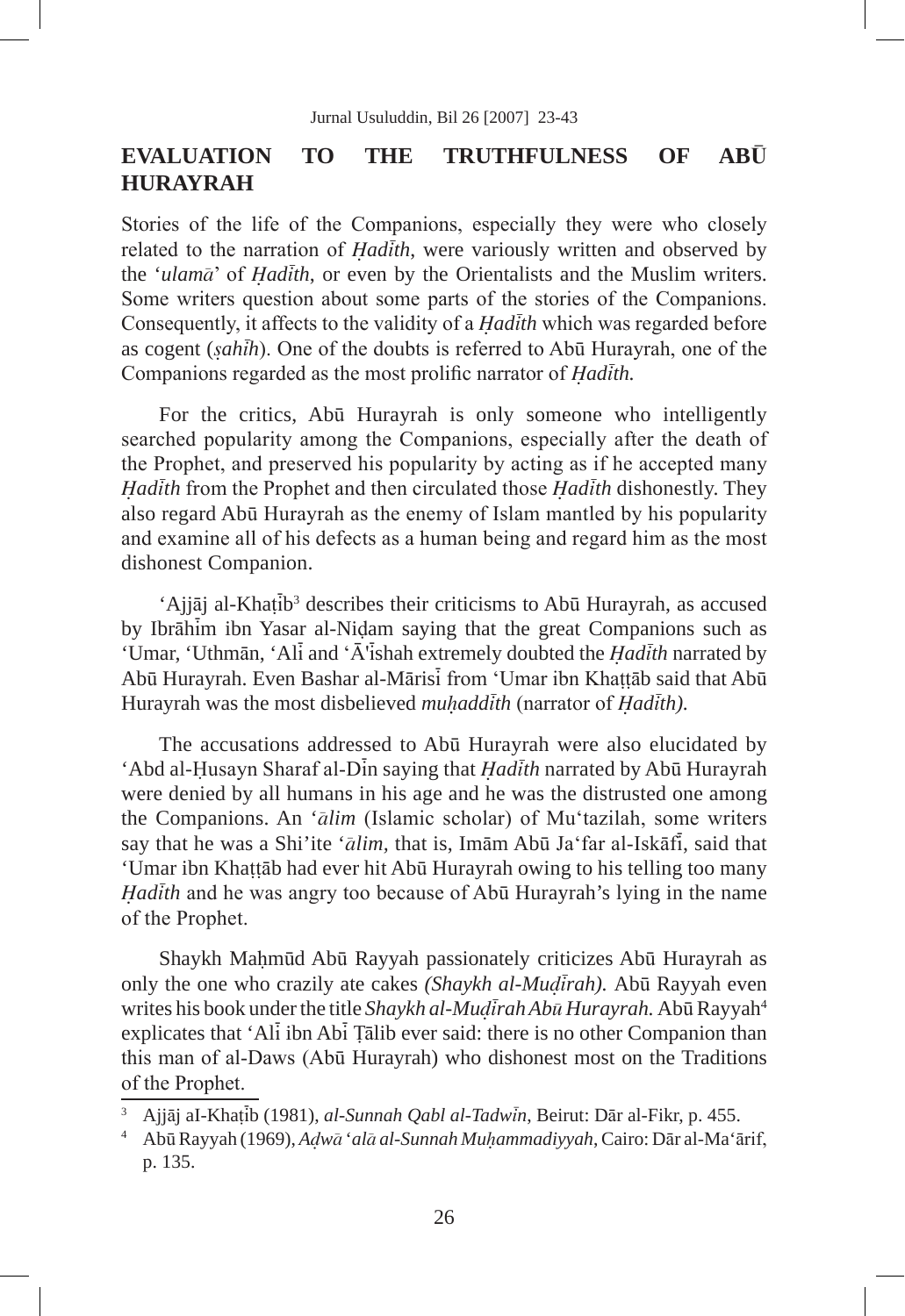## EVALUATION TO THE TRUTHFULNESS OF ABŪ HURAYRAH

Stories of the life of the Companions, especially they were who closely related to the narration of *Ḥadīth*, were variously written and observed by the '*ulamā*' of *Ḥadīth*, or even by the Orientalists and the Muslim writers. Some writers question about some parts of the stories of the Companions. Consequently, it affects to the validity of a *Ḥadīth* which was regarded before as cogent (*ṣaḥīh*). One of the doubts is referred to Abū Hurayrah, one of the Companions regarded as the most prolific narrator of *Ḥadīth.*

For the critics, Abū Hurayrah is only someone who intelligently searched popularity among the Companions, especially after the death of the Prophet, and preserved his popularity by acting as if he accepted many *Ḥadīth* from the Prophet and then circulated those *Ḥadīth* dishonestly. They also regard Abū Hurayrah as the enemy of Islam mantled by his popularity and examine all of his defects as a human being and regard him as the most dishonest Companion.

'Ajjāj al-Khaṭīb[3] describes their criticisms to Abū Hurayrah, as accused by Ibrāhīm ibn Yasar al-Niḍam saying that the great Companions such as 'Umar, 'Uthmān, 'Alī and 'Ā'ishah extremely doubted the *Ḥadīth* narrated by Abū Hurayrah. Even Bashar al-Mārisī from 'Umar ibn Khaṭṭāb said that Abū Hurayrah was the most disbelieved *muḥaddīth* (narrator of *Ḥadīth).*

The accusations addressed to Abū Hurayrah were also elucidated by 'Abd al-Ḥusayn Sharaf al-Dīn saying that *Ḥadīth* narrated by Abū Hurayrah were denied by all humans in his age and he was the distrusted one among the Companions. An '*ālim* (Islamic scholar) of Mu'tazilah, some writers say that he was a Shi'ite '*ālim,* that is, Imām Abū Ja'far al-Iskāfī, said that 'Umar ibn Khaṭṭāb had ever hit Abū Hurayrah owing to his telling too many *Ḥadīth* and he was angry too because of Abū Hurayrah's lying in the name of the Prophet.

Shaykh Maḥmūd Abū Rayyah passionately criticizes Abū Hurayrah as only the one who crazily ate cakes *(Shaykh al-Muḍīrah).* Abū Rayyah even writes his book under the title *Shaykh al-Muḍīrah Abū Hurayrah.* Abū Rayyah[4] explicates that 'Alī ibn Abī Ṭālib ever said: there is no other Companion than this man of al-Daws (Abū Hurayrah) who dishonest most on the Traditions of the Prophet.

---

[3] Ajjāj aI-Khaṭīb (1981), *al-Sunnah Qabl al-Tadwīn*, Beirut: Dār al-Fikr, p. 455.

[4] Abū Rayyah (1969), *Aḍwā 'alā al-Sunnah Muḥammadiyyah*, Cairo: Dār al-Ma'ārif, p. 135.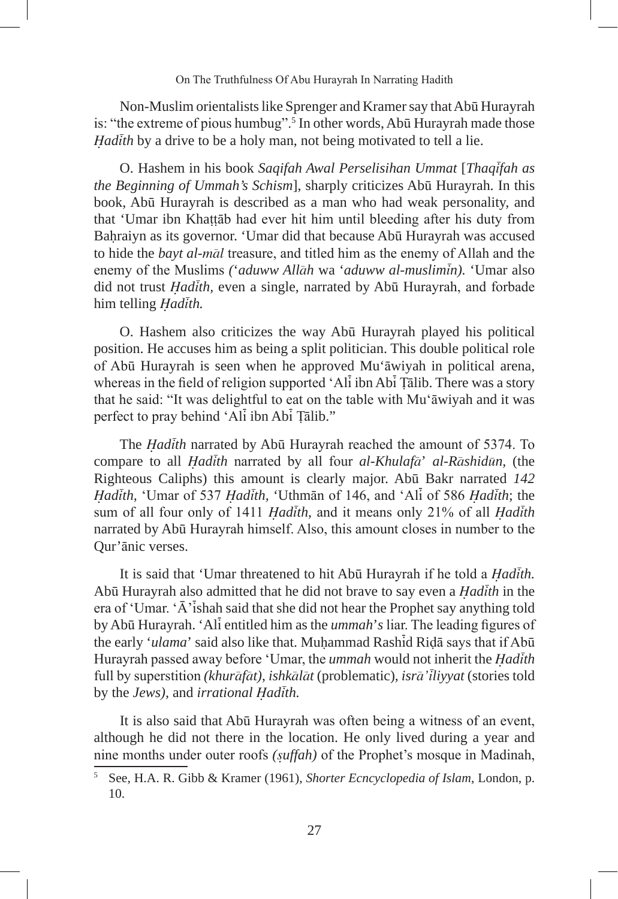Non-Muslim orientalists like Sprenger and Kramer say that Abū Hurayrah is: "the extreme of pious humbug".[5] In other words, Abū Hurayrah made those *Ḥadīth* by a drive to be a holy man, not being motivated to tell a lie.

O. Hashem in his book *Saqifah Awal Perselisihan Ummat* [*Thaqīfah as the Beginning of Ummah's Schism*], sharply criticizes Abū Hurayrah. In this book, Abū Hurayrah is described as a man who had weak personality, and that 'Umar ibn Khaṭṭāb had ever hit him until bleeding after his duty from Baḥraiyn as its governor. 'Umar did that because Abū Hurayrah was accused to hide the *bayt al-māl* treasure, and titled him as the enemy of Allah and the enemy of the Muslims *('aduww Allāh* wa *'aduww al-muslimīn).* 'Umar also did not trust *Ḥadīth,* even a single, narrated by Abū Hurayrah, and forbade him telling *Ḥadīth.*

O. Hashem also criticizes the way Abū Hurayrah played his political position. He accuses him as being a split politician. This double political role of Abū Hurayrah is seen when he approved Mu'āwiyah in political arena, whereas in the field of religion supported 'Alī ibn Abī Ṭālib. There was a story that he said: "It was delightful to eat on the table with Mu'āwiyah and it was perfect to pray behind 'Alī ibn Abī Ṭālib."

The *Ḥadīth* narrated by Abū Hurayrah reached the amount of 5374. To compare to all *Ḥadīth* narrated by all four *al-Khulafā' al-Rāshidūn,* (the Righteous Caliphs) this amount is clearly major. Abū Bakr narrated *142 Ḥadīth,* 'Umar of 537 *Ḥadīth,* 'Uthmān of 146, and 'Alī of 586 *Ḥadīth*; the sum of all four only of 1411 *Ḥadīth*, and it means only 21% of all *Ḥadīth* narrated by Abū Hurayrah himself. Also, this amount closes in number to the Qur'ānic verses.

It is said that 'Umar threatened to hit Abū Hurayrah if he told a *Ḥadīth.* Abū Hurayrah also admitted that he did not brave to say even a *Ḥadīth* in the era of 'Umar. 'Ā'ishah said that she did not hear the Prophet say anything told by Abū Hurayrah. 'Alī entitled him as the *ummah*'s liar. The leading figures of the early '*ulama*' said also like that. Muḥammad Rashīd Riḍā says that if Abū Hurayrah passed away before 'Umar, the *ummah* would not inherit the *Ḥadīth* full by superstition *(khurāfāt), ishkālāt* (problematic), *isrā'īliyyat* (stories told by the *Jews),* and *irrational Ḥadīth.*

It is also said that Abū Hurayrah was often being a witness of an event, although he did not there in the location. He only lived during a year and nine months under outer roofs *(ṣuffah)* of the Prophet's mosque in Madinah,

---

[5] See, H.A. R. Gibb & Kramer (1961), *Shorter Ecncyclopedia of Islam*, London, p. 10.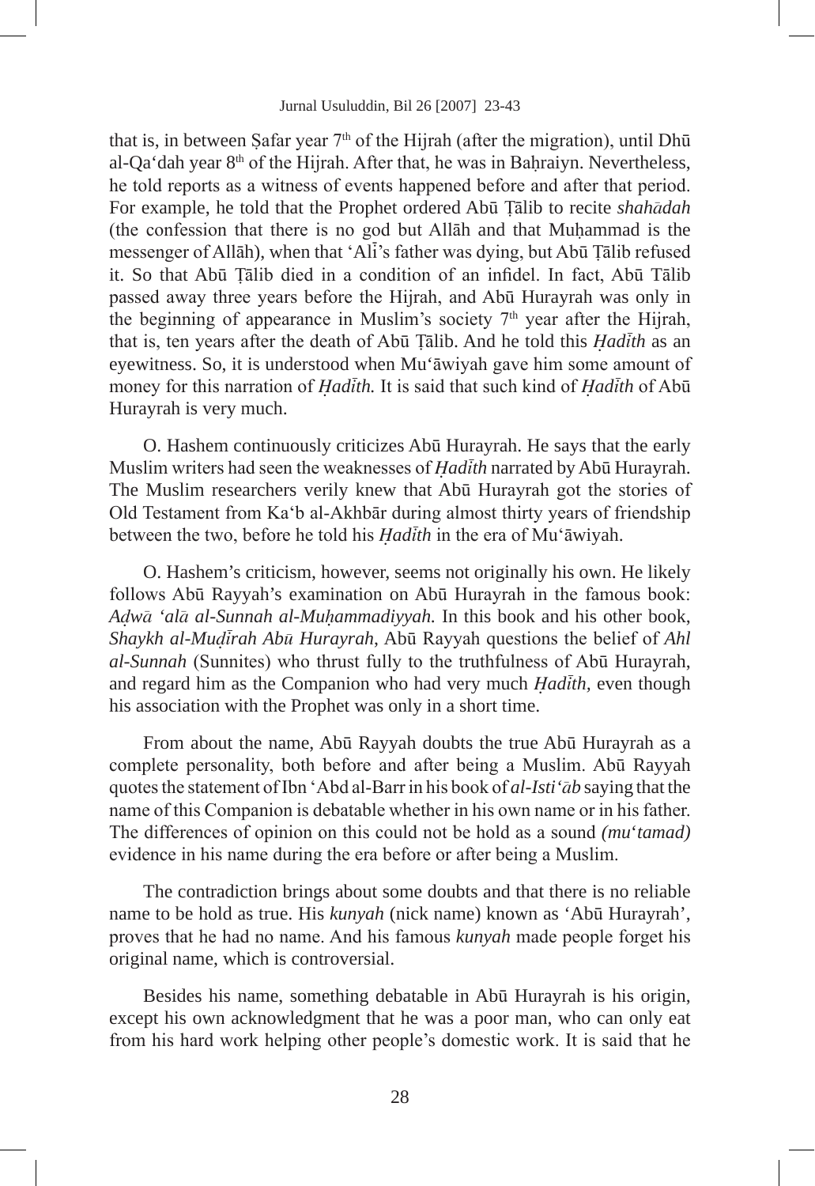that is, in between Ṣafar year 7th of the Hijrah (after the migration), until Dhū al-Qa'dah year 8th of the Hijrah. After that, he was in Baḥraiyn. Nevertheless, he told reports as a witness of events happened before and after that period. For example, he told that the Prophet ordered Abū Ṭālib to recite *shahādah* (the confession that there is no god but Allāh and that Muḥammad is the messenger of Allāh), when that 'Alī's father was dying, but Abū Ṭālib refused it. So that Abū Ṭālib died in a condition of an infidel. In fact, Abū Tālib passed away three years before the Hijrah, and Abū Hurayrah was only in the beginning of appearance in Muslim's society 7th year after the Hijrah, that is, ten years after the death of Abū Ṭālib. And he told this *Ḥadīth* as an eyewitness. So, it is understood when Mu'āwiyah gave him some amount of money for this narration of *Ḥadīth.* It is said that such kind of *Ḥadīth* of Abū Hurayrah is very much.

O. Hashem continuously criticizes Abū Hurayrah. He says that the early Muslim writers had seen the weaknesses of *Ḥadīth* narrated by Abū Hurayrah. The Muslim researchers verily knew that Abū Hurayrah got the stories of Old Testament from Ka'b al-Akhbār during almost thirty years of friendship between the two, before he told his *Ḥadīth* in the era of Mu'āwiyah.

O. Hashem's criticism, however, seems not originally his own. He likely follows Abū Rayyah's examination on Abū Hurayrah in the famous book: *Aḍwā 'alā al-Sunnah al-Muḥammadiyyah.* In this book and his other book, *Shaykh al-Muḍīrah Abū Hurayrah*, Abū Rayyah questions the belief of *Ahl al-Sunnah* (Sunnites) who thrust fully to the truthfulness of Abū Hurayrah, and regard him as the Companion who had very much *Ḥadīth,* even though his association with the Prophet was only in a short time.

From about the name, Abū Rayyah doubts the true Abū Hurayrah as a complete personality, both before and after being a Muslim. Abū Rayyah quotes the statement of Ibn 'Abd al-Barr in his book of *al-Isti'āb* saying that the name of this Companion is debatable whether in his own name or in his father. The differences of opinion on this could not be hold as a sound *(mu'tamad)* evidence in his name during the era before or after being a Muslim.

The contradiction brings about some doubts and that there is no reliable name to be hold as true. His *kunyah* (nick name) known as 'Abū Hurayrah', proves that he had no name. And his famous *kunyah* made people forget his original name, which is controversial.

Besides his name, something debatable in Abū Hurayrah is his origin, except his own acknowledgment that he was a poor man, who can only eat from his hard work helping other people's domestic work. It is said that he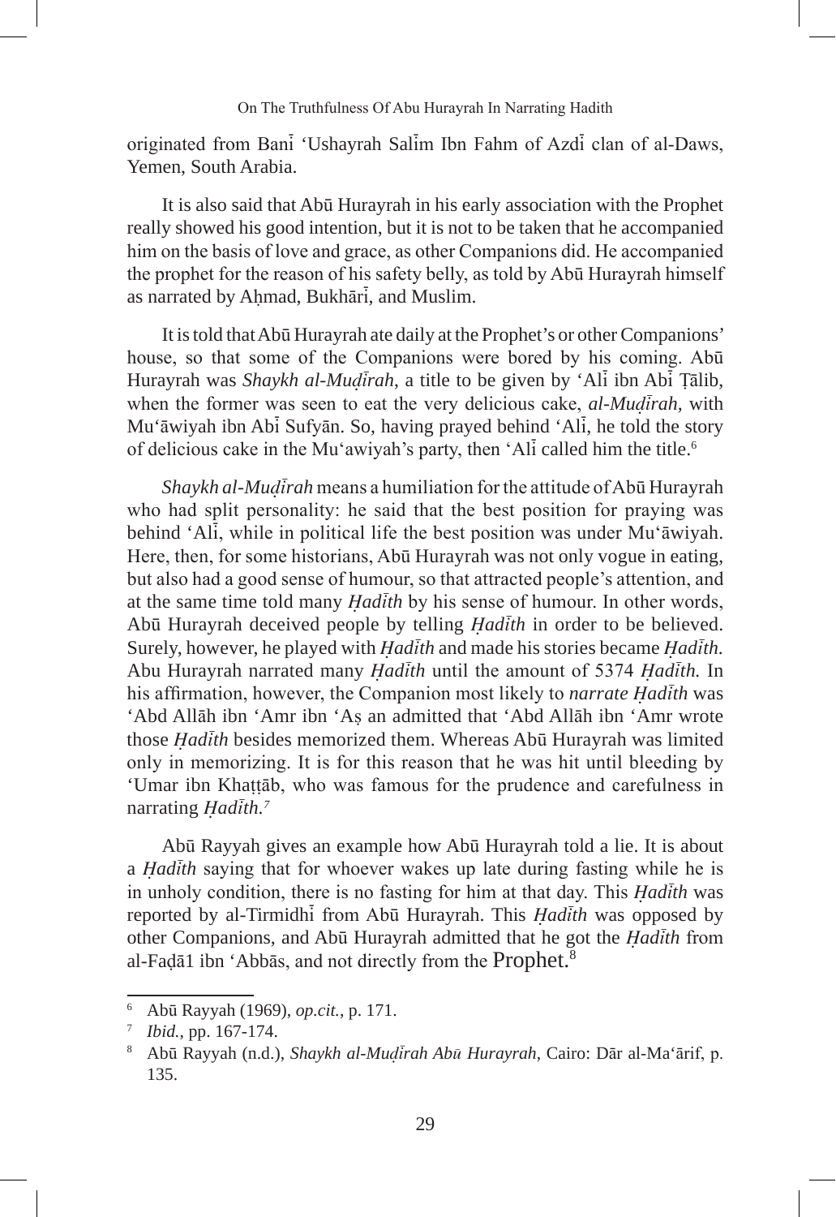originated from Banī ʻUshayrah Salīm Ibn Fahm of Azdī clan of al-Daws, Yemen, South Arabia.

It is also said that Abū Hurayrah in his early association with the Prophet really showed his good intention, but it is not to be taken that he accompanied him on the basis of love and grace, as other Companions did. He accompanied the prophet for the reason of his safety belly, as told by Abū Hurayrah himself as narrated by Aḥmad, Bukhārī, and Muslim.

It is told that Abū Hurayrah ate daily at the Prophet's or other Companions' house, so that some of the Companions were bored by his coming. Abū Hurayrah was *Shaykh al-Muḍīrah*, a title to be given by ʻAlī ibn Abī Ṭālib, when the former was seen to eat the very delicious cake, *al-Muḍīrah*, with Muʻāwiyah ibn Abī Sufyān. So, having prayed behind ʻAlī, he told the story of delicious cake in the Muʻawiyah's party, then ʻAlī called him the title.[6]

*Shaykh al-Muḍīrah* means a humiliation for the attitude of Abū Hurayrah who had split personality: he said that the best position for praying was behind ʻAlī, while in political life the best position was under Muʻāwiyah. Here, then, for some historians, Abū Hurayrah was not only vogue in eating, but also had a good sense of humour, so that attracted people's attention, and at the same time told many *Ḥadīth* by his sense of humour. In other words, Abū Hurayrah deceived people by telling *Ḥadīth* in order to be believed. Surely, however, he played with *Ḥadīth* and made his stories became *Ḥadīth.* Abu Hurayrah narrated many *Ḥadīth* until the amount of 5374 *Ḥadīth.* In his affirmation, however, the Companion most likely to *narrate Ḥadīth* was ʻAbd Allāh ibn ʻAmr ibn ʻAṣ an admitted that ʻAbd Allāh ibn ʻAmr wrote those *Ḥadīth* besides memorized them. Whereas Abū Hurayrah was limited only in memorizing. It is for this reason that he was hit until bleeding by ʻUmar ibn Khaṭṭāb, who was famous for the prudence and carefulness in narrating *Ḥadīth.*[7]

Abū Rayyah gives an example how Abū Hurayrah told a lie. It is about a *Ḥadīth* saying that for whoever wakes up late during fasting while he is in unholy condition, there is no fasting for him at that day. This *Ḥadīth* was reported by al-Tirmidhī from Abū Hurayrah. This *Ḥadīth* was opposed by other Companions, and Abū Hurayrah admitted that he got the *Ḥadīth* from al-Faḍā1 ibn ʻAbbās, and not directly from the Prophet.[8]

---

[6] Abū Rayyah (1969), *op.cit.*, p. 171.

[7] *Ibid.*, pp. 167-174.

[8] Abū Rayyah (n.d.), *Shaykh al-Muḍīrah Abū Hurayrah*, Cairo: Dār al-Maʻārif, p. 135.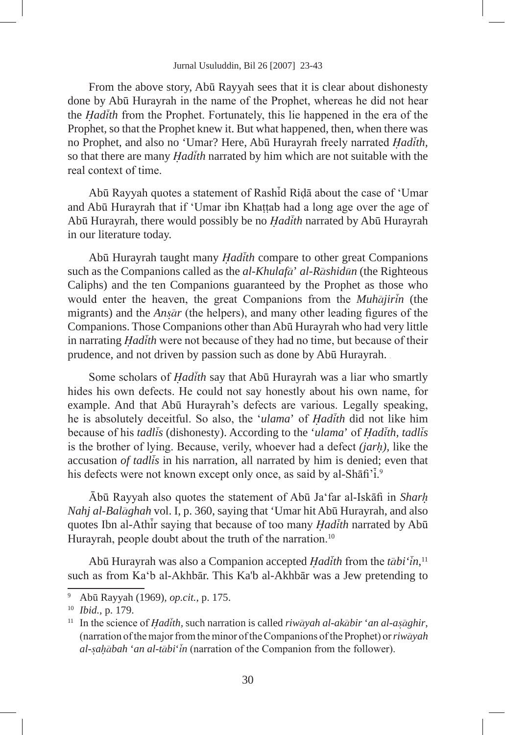From the above story, Abū Rayyah sees that it is clear about dishonesty done by Abū Hurayrah in the name of the Prophet, whereas he did not hear the *Ḥadīth* from the Prophet. Fortunately, this lie happened in the era of the Prophet, so that the Prophet knew it. But what happened, then, when there was no Prophet, and also no 'Umar? Here, Abū Hurayrah freely narrated *Ḥadīth*, so that there are many *Ḥadīth* narrated by him which are not suitable with the real context of time.

Abū Rayyah quotes a statement of Rashīd Riḍā about the case of 'Umar and Abū Hurayrah that if 'Umar ibn Khaṭṭab had a long age over the age of Abū Hurayrah, there would possibly be no *Ḥadīth* narrated by Abū Hurayrah in our literature today.

Abū Hurayrah taught many *Ḥadīth* compare to other great Companions such as the Companions called as the *al-Khulafā' al-Rāshidūn* (the Righteous Caliphs) and the ten Companions guaranteed by the Prophet as those who would enter the heaven, the great Companions from the *Muhājirīn* (the migrants) and the *Anṣār* (the helpers), and many other leading figures of the Companions. Those Companions other than Abū Hurayrah who had very little in narrating *Ḥadīth* were not because of they had no time, but because of their prudence, and not driven by passion such as done by Abū Hurayrah.

Some scholars of *Ḥadīth* say that Abū Hurayrah was a liar who smartly hides his own defects. He could not say honestly about his own name, for example. And that Abū Hurayrah's defects are various. Legally speaking, he is absolutely deceitful. So also, the '*ulama*' of *Ḥadīth* did not like him because of his *tadlīs* (dishonesty). According to the '*ulama*' of *Ḥadīth, tadlīs* is the brother of lying. Because, verily, whoever had a defect *(jarḥ),* like the accusation *of tadlīs* in his narration, all narrated by him is denied; even that his defects were not known except only once, as said by al-Shāfi'ī.[9]

Ābū Rayyah also quotes the statement of Abū Ja'far al-Iskāfi in *Sharḥ Nahj al-Balāghah* vol. I, p. 360, saying that 'Umar hit Abū Hurayrah, and also quotes Ibn al-Athīr saying that because of too many *Ḥadīth* narrated by Abū Hurayrah, people doubt about the truth of the narration.[10]

Abū Hurayrah was also a Companion accepted *Ḥadīth* from the *tābi'īn*,[11] such as from Ka'b al-Akhbār. This Ka'b al-Akhbār was a Jew pretending to

---

[9] Abū Rayyah (1969), *op.cit.*, p. 175.

[10] *Ibid.*, p. 179.

[11] In the science of *Ḥadīth*, such narration is called *riwāyah al-akābir 'an al-aṣāghir*, (narration of the major from the minor of the Companions of the Prophet) or *riwāyah al-ṣaḥābah 'an al-tābi'īn* (narration of the Companion from the follower).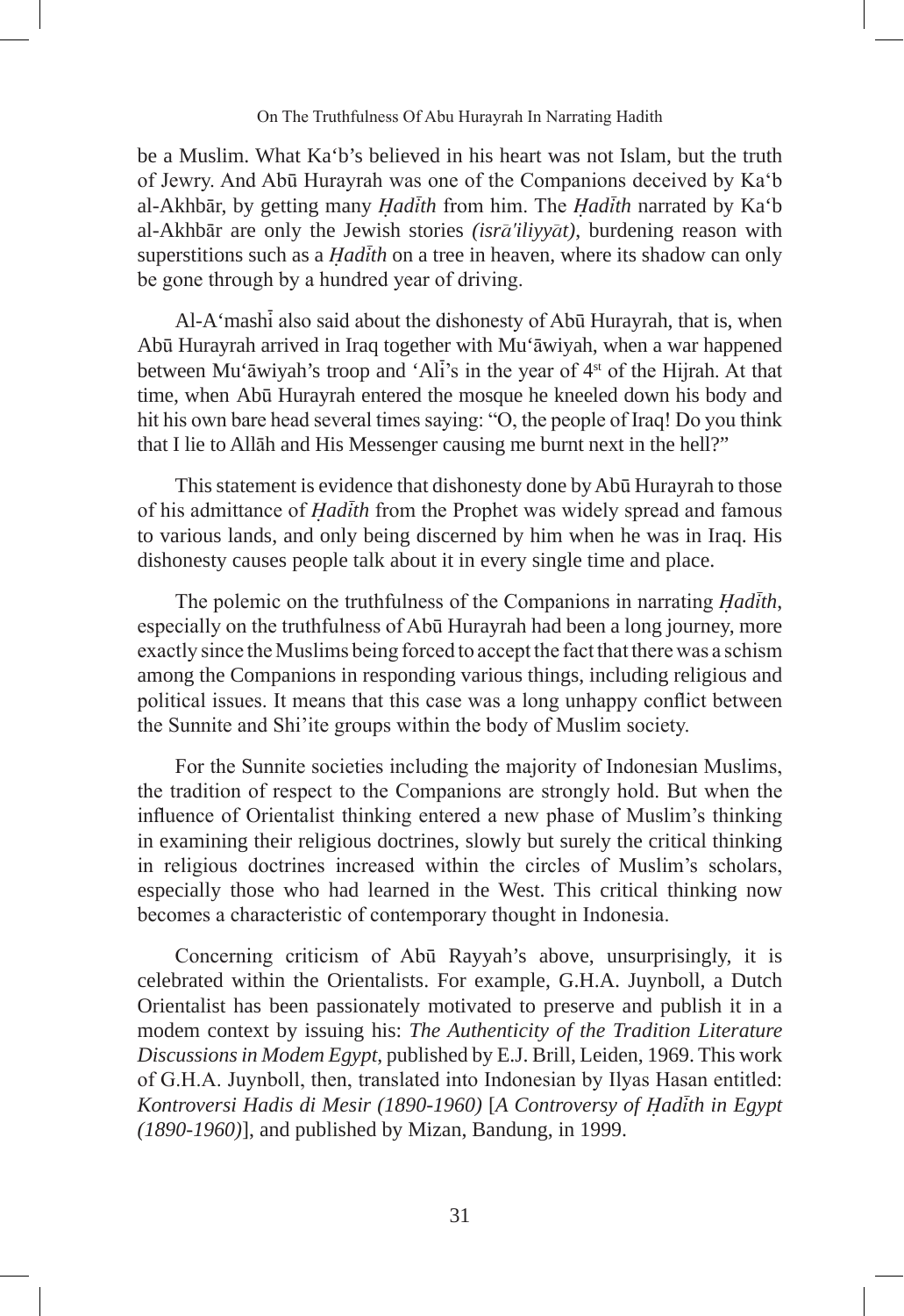be a Muslim. What Ka'b's believed in his heart was not Islam, but the truth of Jewry. And Abū Hurayrah was one of the Companions deceived by Ka'b al-Akhbār, by getting many *Ḥadīth* from him. The *Ḥadīth* narrated by Ka'b al-Akhbār are only the Jewish stories *(isrā'iliyyāt)*, burdening reason with superstitions such as a *Ḥadīth* on a tree in heaven, where its shadow can only be gone through by a hundred year of driving.

Al-A'mashī also said about the dishonesty of Abū Hurayrah, that is, when Abū Hurayrah arrived in Iraq together with Mu'āwiyah, when a war happened between Mu'āwiyah's troop and 'Alī's in the year of 4st of the Hijrah. At that time, when Abū Hurayrah entered the mosque he kneeled down his body and hit his own bare head several times saying: "O, the people of Iraq! Do you think that I lie to Allāh and His Messenger causing me burnt next in the hell?"

This statement is evidence that dishonesty done by Abū Hurayrah to those of his admittance of *Ḥadīth* from the Prophet was widely spread and famous to various lands, and only being discerned by him when he was in Iraq. His dishonesty causes people talk about it in every single time and place.

The polemic on the truthfulness of the Companions in narrating *Ḥadīth*, especially on the truthfulness of Abū Hurayrah had been a long journey, more exactly since the Muslims being forced to accept the fact that there was a schism among the Companions in responding various things, including religious and political issues. It means that this case was a long unhappy conflict between the Sunnite and Shi'ite groups within the body of Muslim society.

For the Sunnite societies including the majority of Indonesian Muslims, the tradition of respect to the Companions are strongly hold. But when the influence of Orientalist thinking entered a new phase of Muslim's thinking in examining their religious doctrines, slowly but surely the critical thinking in religious doctrines increased within the circles of Muslim's scholars, especially those who had learned in the West. This critical thinking now becomes a characteristic of contemporary thought in Indonesia.

Concerning criticism of Abū Rayyah's above, unsurprisingly, it is celebrated within the Orientalists. For example, G.H.A. Juynboll, a Dutch Orientalist has been passionately motivated to preserve and publish it in a modem context by issuing his: *The Authenticity of the Tradition Literature Discussions in Modem Egypt*, published by E.J. Brill, Leiden, 1969. This work of G.H.A. Juynboll, then, translated into Indonesian by Ilyas Hasan entitled: *Kontroversi Hadis di Mesir (1890-1960)* [*A Controversy of Ḥadīth in Egypt (1890-1960)*], and published by Mizan, Bandung, in 1999.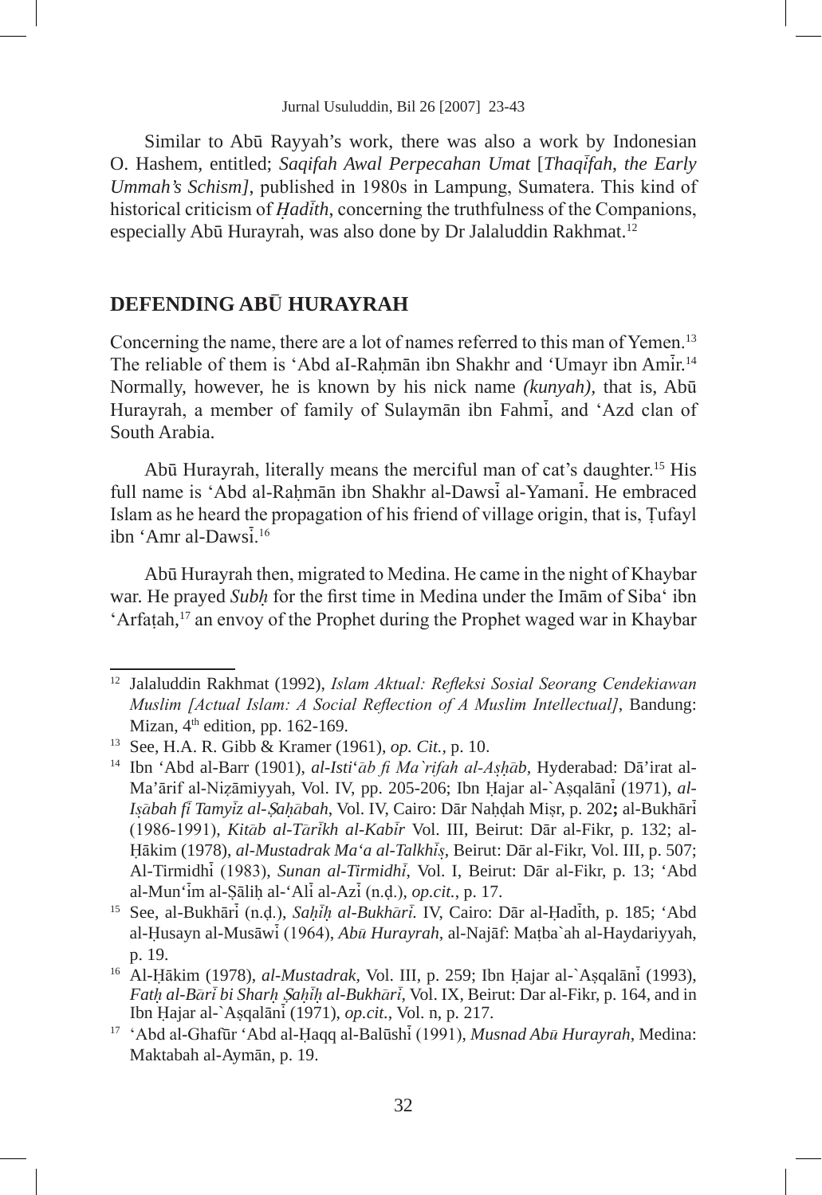Similar to Abū Rayyah's work, there was also a work by Indonesian O. Hashem, entitled; *Saqifah Awal Perpecahan Umat* [*Thaqīfah, the Early Ummah's Schism]*, published in 1980s in Lampung, Sumatera. This kind of historical criticism of *Ḥadīth*, concerning the truthfulness of the Companions, especially Abū Hurayrah, was also done by Dr Jalaluddin Rakhmat.[12]

## DEFENDING ABŪ HURAYRAH

Concerning the name, there are a lot of names referred to this man of Yemen.[13] The reliable of them is 'Abd aI-Raḥmān ibn Shakhr and 'Umayr ibn Amīr.[14] Normally, however, he is known by his nick name *(kunyah)*, that is, Abū Hurayrah, a member of family of Sulaymān ibn Fahmī, and 'Azd clan of South Arabia.

Abū Hurayrah, literally means the merciful man of cat's daughter.[15] His full name is 'Abd al-Raḥmān ibn Shakhr al-Dawsī al-Yamanī. He embraced Islam as he heard the propagation of his friend of village origin, that is, Ṭufayl ibn 'Amr al-Dawsī.[16]

Abū Hurayrah then, migrated to Medina. He came in the night of Khaybar war. He prayed *Subḥ* for the first time in Medina under the Imām of Siba' ibn 'Arfaṭah,[17] an envoy of the Prophet during the Prophet waged war in Khaybar

---

[12] Jalaluddin Rakhmat (1992), *Islam Aktual: Refleksi Sosial Seorang Cendekiawan Muslim [Actual Islam: A Social Reflection of A Muslim Intellectual]*, Bandung: Mizan, 4th edition, pp. 162-169.

[13] See, H.A. R. Gibb & Kramer (1961), *op. Cit.*, p. 10.

[14] Ibn 'Abd al-Barr (1901), *al-Isti'āb fi Ma`rifah al-Aṣḥāb*, Hyderabad: Dā'irat al-Ma'ārif al-Niẓāmiyyah, Vol. IV, pp. 205-206; Ibn Ḥajar al-`Aṣqalānī (1971), *al-Iṣābah fī Tamyīz al-Ṣaḥābah*, Vol. IV, Cairo: Dār Naḥḍah Miṣr, p. 202**;** al-Bukhārī (1986-1991), *Kitāb al-Tārīkh al-Kabīr* Vol. III, Beirut: Dār al-Fikr, p. 132; al-Ḥākim (1978), *al-Mustadrak Ma'a al-Talkhīṣ*, Beirut: Dār al-Fikr, Vol. III, p. 507; Al-Tirmidhī (1983), *Sunan al-Tirmidhī*, Vol. I, Beirut: Dār al-Fikr, p. 13; 'Abd al-Mun'īm al-Ṣāliḥ al-'Alī al-Azī (n.ḍ.), *op.cit.*, p. 17.

[15] See, al-Bukhārī (n.ḍ.), *Saḥīḥ al-Bukhārī*. IV, Cairo: Dār al-Ḥadīth, p. 185; 'Abd al-Ḥusayn al-Musāwī (1964), *Abū Hurayrah*, al-Najāf: Maṭba`ah al-Haydariyyah, p. 19.

[16] Al-Ḥākim (1978), *al-Mustadrak*, Vol. III, p. 259; Ibn Ḥajar al-`Aṣqalānī (1993), *Fatḥ al-Bārī bi Sharḥ Ṣaḥīḥ al-Bukhārī*, Vol. IX, Beirut: Dar al-Fikr, p. 164, and in Ibn Ḥajar al-`Aṣqalānī (1971), *op.cit.*, Vol. n, p. 217.

[17] 'Abd al-Ghafūr 'Abd al-Ḥaqq al-Balūshī (1991), *Musnad Abū Hurayrah*, Medina: Maktabah al-Aymān, p. 19.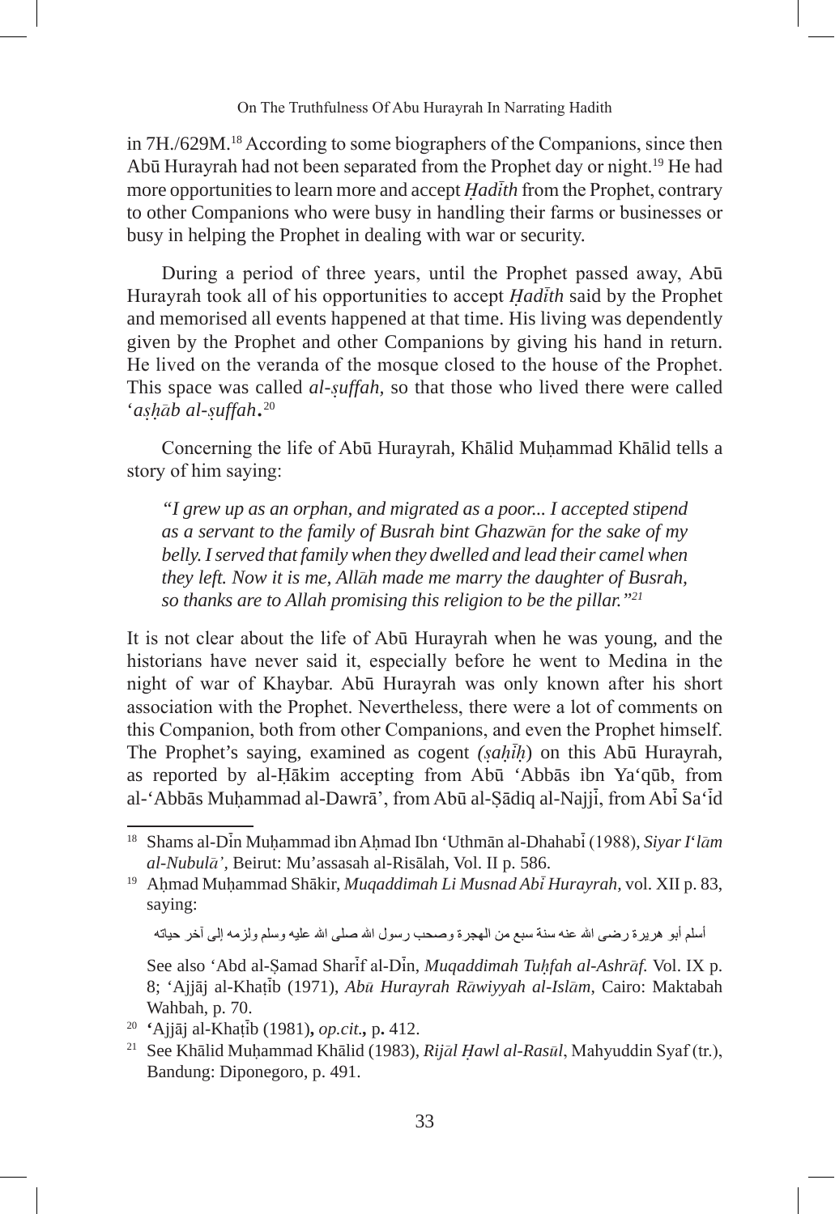in 7H./629M.[18] According to some biographers of the Companions, since then Abū Hurayrah had not been separated from the Prophet day or night.[19] He had more opportunities to learn more and accept *Ḥadīth* from the Prophet, contrary to other Companions who were busy in handling their farms or businesses or busy in helping the Prophet in dealing with war or security.

During a period of three years, until the Prophet passed away, Abū Hurayrah took all of his opportunities to accept *Ḥadīth* said by the Prophet and memorised all events happened at that time. His living was dependently given by the Prophet and other Companions by giving his hand in return. He lived on the veranda of the mosque closed to the house of the Prophet. This space was called *al-ṣuffah*, so that those who lived there were called '*aṣḥāb al-ṣuffah*.[20]

Concerning the life of Abū Hurayrah, Khālid Muḥammad Khālid tells a story of him saying:

> *"I grew up as an orphan, and migrated as a poor... I accepted stipend as a servant to the family of Busrah bint Ghazwān for the sake of my belly. I served that family when they dwelled and lead their camel when they left. Now it is me, Allāh made me marry the daughter of Busrah, so thanks are to Allah promising this religion to be the pillar."*[21]

It is not clear about the life of Abū Hurayrah when he was young, and the historians have never said it, especially before he went to Medina in the night of war of Khaybar. Abū Hurayrah was only known after his short association with the Prophet. Nevertheless, there were a lot of comments on this Companion, both from other Companions, and even the Prophet himself. The Prophet's saying, examined as cogent (*ṣaḥīḥ*) on this Abū Hurayrah, as reported by al-Ḥākim accepting from Abū 'Abbās ibn Ya'qūb, from al-'Abbās Muḥammad al-Dawrā', from Abū al-Ṣādiq al-Najjī, from Abī Sa'īd

---

[18] Shams al-Dīn Muḥammad ibn Aḥmad Ibn 'Uthmān al-Dhahabī (1988), *Siyar I'lām al-Nubulā'*, Beirut: Mu'assasah al-Risālah, Vol. II p. 586.

[19] Aḥmad Muḥammad Shākir, *Muqaddimah Li Musnad Abī Hurayrah*, vol. XII p. 83, saying:

أسلم أبو هريرة رضى الله عنه سنة سبع من الهجرة وصحب رسول الله صلى الله عليه وسلم ولزمه إلى آخر حياته

See also 'Abd al-Ṣamad Sharīf al-Dīn, *Muqaddimah Tuḥfah al-Ashrāf*. Vol. IX p. 8; 'Ajjāj al-Khaṭīb (1971), *Abū Hurayrah Rāwiyyah al-Islām*, Cairo: Maktabah Wahbah, p. 70.

[20] 'Ajjāj al-Khaṭīb (1981), *op.cit.*, p. 412.

[21] See Khālid Muḥammad Khālid (1983), *Rijāl Ḥawl al-Rasūl*, Mahyuddin Syaf (tr.), Bandung: Diponegoro, p. 491.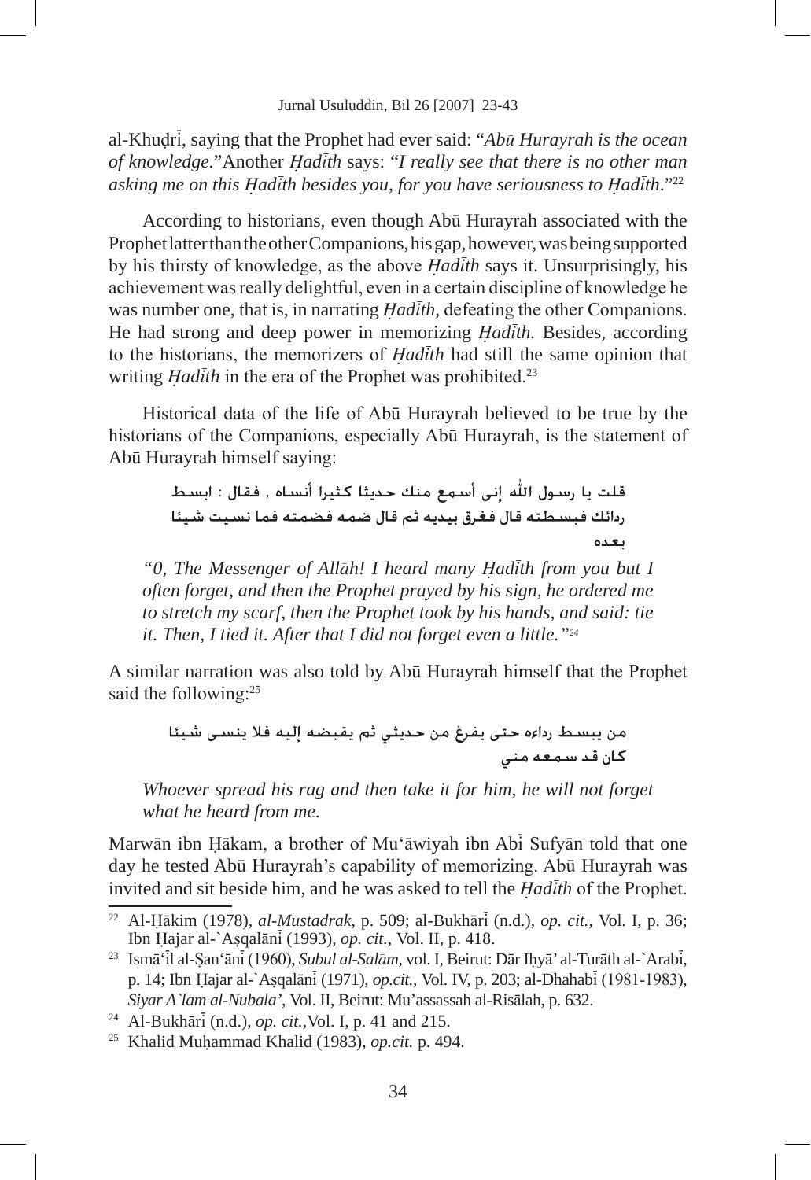al-Khuḍrī, saying that the Prophet had ever said: "*Abū Hurayrah is the ocean of knowledge.*"Another *Ḥadīth* says: "*I really see that there is no other man asking me on this Ḥadīth besides you, for you have seriousness to Ḥadīth.*"[22]

According to historians, even though Abū Hurayrah associated with the Prophet latter than the other Companions, his gap, however, was being supported by his thirsty of knowledge, as the above *Ḥadīth* says it. Unsurprisingly, his achievement was really delightful, even in a certain discipline of knowledge he was number one, that is, in narrating *Ḥadīth*, defeating the other Companions. He had strong and deep power in memorizing *Ḥadīth.* Besides, according to the historians, the memorizers of *Ḥadīth* had still the same opinion that writing *Ḥadīth* in the era of the Prophet was prohibited.[23]

Historical data of the life of Abū Hurayrah believed to be true by the historians of the Companions, especially Abū Hurayrah, is the statement of Abū Hurayrah himself saying:

قلت يا رسول الله إني أسمع منك حديثا كثيرا أنساه , فقال : ابسط ردائك فبسطته قال فغرق بيديه ثم قال ضمه فضمته فما نسيت شيئا بعده

*"0, The Messenger of Allāh! I heard many Ḥadīth from you but I often forget, and then the Prophet prayed by his sign, he ordered me to stretch my scarf, then the Prophet took by his hands, and said: tie it. Then, I tied it. After that I did not forget even a little."*[24]

A similar narration was also told by Abū Hurayrah himself that the Prophet said the following:[25]

من يبسط رداءه حتى يفرغ من حديثي ثم يقبضه إليه فلا ينسى شيئا كان قد سمعه مني

*Whoever spread his rag and then take it for him, he will not forget what he heard from me.*

Marwān ibn Ḥākam, a brother of Mu'āwiyah ibn Abī Sufyān told that one day he tested Abū Hurayrah's capability of memorizing. Abū Hurayrah was invited and sit beside him, and he was asked to tell the *Ḥadīth* of the Prophet.

---

[22] Al-Ḥākim (1978), *al-Mustadrak*, p. 509; al-Bukhārī (n.d.), *op. cit.*, Vol. I, p. 36; Ibn Ḥajar al-`Aṣqalānī (1993), *op. cit.*, Vol. II, p. 418.

[23] Ismā'īl al-Ṣan'ānī (1960), *Subul al-Salām*, vol. I, Beirut: Dār Iḥyā' al-Turāth al-`Arabī, p. 14; Ibn Ḥajar al-`Aṣqalānī (1971), *op.cit.*, Vol. IV, p. 203; al-Dhahabī (1981-1983), *Siyar A`lam al-Nubala'*, Vol. II, Beirut: Mu'assassah al-Risālah, p. 632.

[24] Al-Bukhārī (n.d.), *op. cit.*,Vol. I, p. 41 and 215.

[25] Khalid Muḥammad Khalid (1983), *op.cit.* p. 494.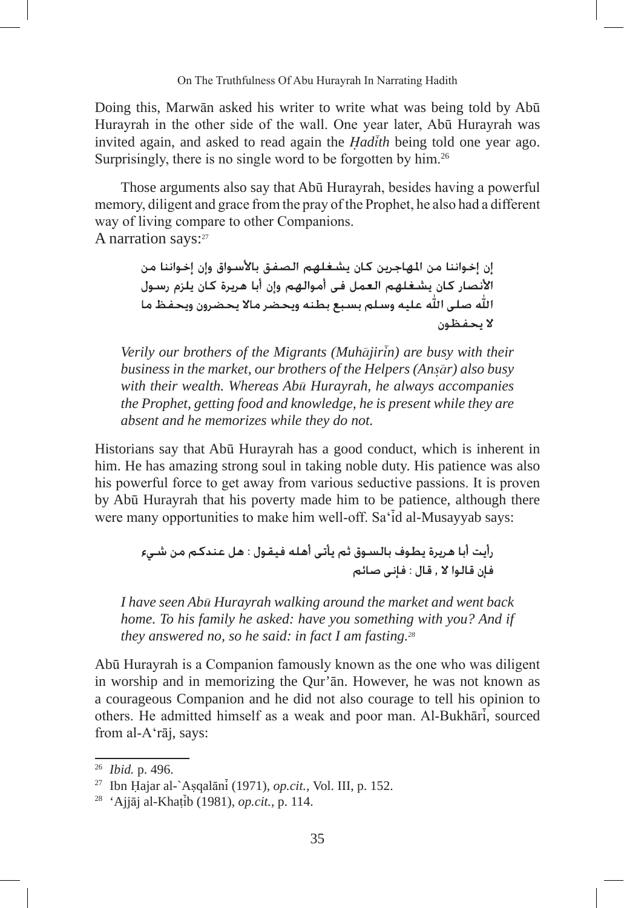Doing this, Marwān asked his writer to write what was being told by Abū Hurayrah in the other side of the wall. One year later, Abū Hurayrah was invited again, and asked to read again the *Ḥadīth* being told one year ago. Surprisingly, there is no single word to be forgotten by him.[26]

Those arguments also say that Abū Hurayrah, besides having a powerful memory, diligent and grace from the pray of the Prophet, he also had a different way of living compare to other Companions.
A narration says:[27]

إن إخواننا من المهاجرين كان يشغلهم الصفق بالأسواق وإن إخواننا من الأنصار كان يشغلهم العمل فى أموالهم وإن أبا هريرة كان يلزم رسول الله صلى الله عليه وسلم بسبع بطنه ويحضر مالا يحضرون ويحفظ ما لا يحفظون

*Verily our brothers of the Migrants (Muhājirīn) are busy with their business in the market, our brothers of the Helpers (Anṣār) also busy with their wealth. Whereas Abū Hurayrah, he always accompanies the Prophet, getting food and knowledge, he is present while they are absent and he memorizes while they do not.*

Historians say that Abū Hurayrah has a good conduct, which is inherent in him. He has amazing strong soul in taking noble duty. His patience was also his powerful force to get away from various seductive passions. It is proven by Abū Hurayrah that his poverty made him to be patience, although there were many opportunities to make him well-off. Sa'īd al-Musayyab says:

رأيت أبا هريرة يطوف بالسوق ثم يأتى أهله فيقول : هل عندكم من شيء فإن قالوا لا , قال : فإنى صائم

*I have seen Abū Hurayrah walking around the market and went back home. To his family he asked: have you something with you? And if they answered no, so he said: in fact I am fasting.*[28]

Abū Hurayrah is a Companion famously known as the one who was diligent in worship and in memorizing the Qur'ān. However, he was not known as a courageous Companion and he did not also courage to tell his opinion to others. He admitted himself as a weak and poor man. Al-Bukhārī, sourced from al-A'rāj, says:

---

[26] *Ibid.* p. 496.

[27] Ibn Ḥajar al-`Aṣqalānī (1971), *op.cit.*, Vol. III, p. 152.

[28] 'Ajjāj al-Khaṭīb (1981), *op.cit.*, p. 114.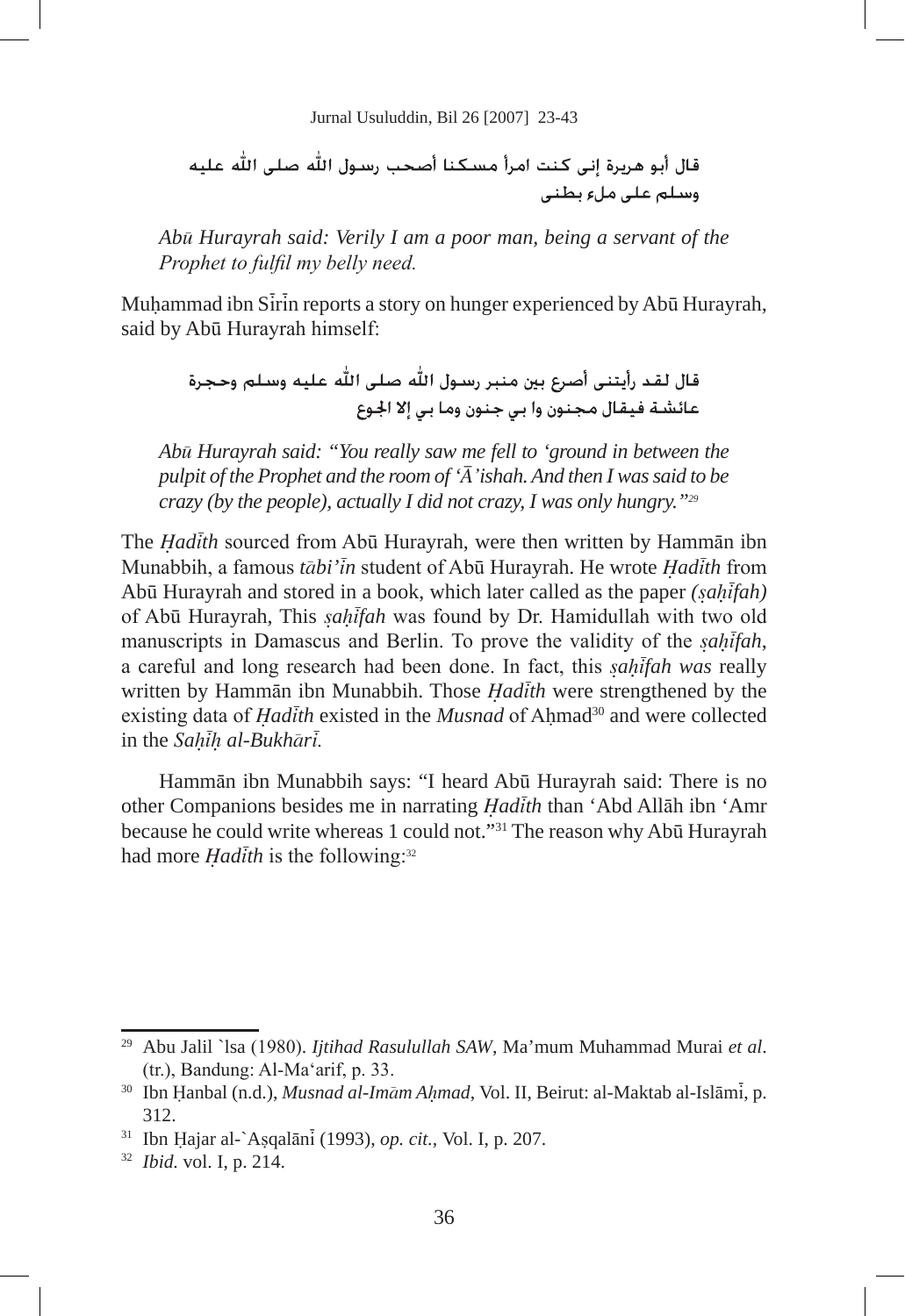قال أبو هريرة إني كنت امرأ مسكنا أصحب رسول الله صلى الله عليه وسلم على ملء بطني

*Abū Hurayrah said: Verily I am a poor man, being a servant of the Prophet to fulfil my belly need.*

Muḥammad ibn Sīrīn reports a story on hunger experienced by Abū Hurayrah, said by Abū Hurayrah himself:

قال لقد رأيتني أصرع بين منبر رسول الله صلى الله عليه وسلم وحجرة عائشة فيقال مجنون وا بي جنون وما بي إلا الجوع

*Abū Hurayrah said: "You really saw me fell to 'ground in between the pulpit of the Prophet and the room of 'Ā'ishah. And then I was said to be crazy (by the people), actually I did not crazy, I was only hungry."*[29]

The *Ḥadīth* sourced from Abū Hurayrah, were then written by Hammān ibn Munabbih, a famous *tābi'īn* student of Abū Hurayrah. He wrote *Ḥadīth* from Abū Hurayrah and stored in a book, which later called as the paper *(ṣaḥīfah)* of Abū Hurayrah, This *ṣaḥīfah* was found by Dr. Hamidullah with two old manuscripts in Damascus and Berlin. To prove the validity of the *ṣaḥīfah*, a careful and long research had been done. In fact, this *ṣaḥīfah was* really written by Hammān ibn Munabbih. Those *Ḥadīth* were strengthened by the existing data of *Ḥadīth* existed in the *Musnad* of Aḥmad[30] and were collected in the *Saḥīḥ al-Bukhārī.*

Hammān ibn Munabbih says: "I heard Abū Hurayrah said: There is no other Companions besides me in narrating *Ḥadīth* than 'Abd Allāh ibn 'Amr because he could write whereas 1 could not."[31] The reason why Abū Hurayrah had more *Ḥadīth* is the following:[32]

---

[29] Abu Jalil `lsa (1980). *Ijtihad Rasulullah SAW*, Ma'mum Muhammad Murai *et al*. (tr.), Bandung: Al-Ma'arif, p. 33.

[30] Ibn Ḥanbal (n.d.), *Musnad al-Imām Aḥmad*, Vol. II, Beirut: al-Maktab al-Islāmī, p. 312.

[31] Ibn Ḥajar al-`Aṣqalānī (1993), *op. cit.,* Vol. I, p. 207.

[32] *Ibid.* vol. I, p. 214.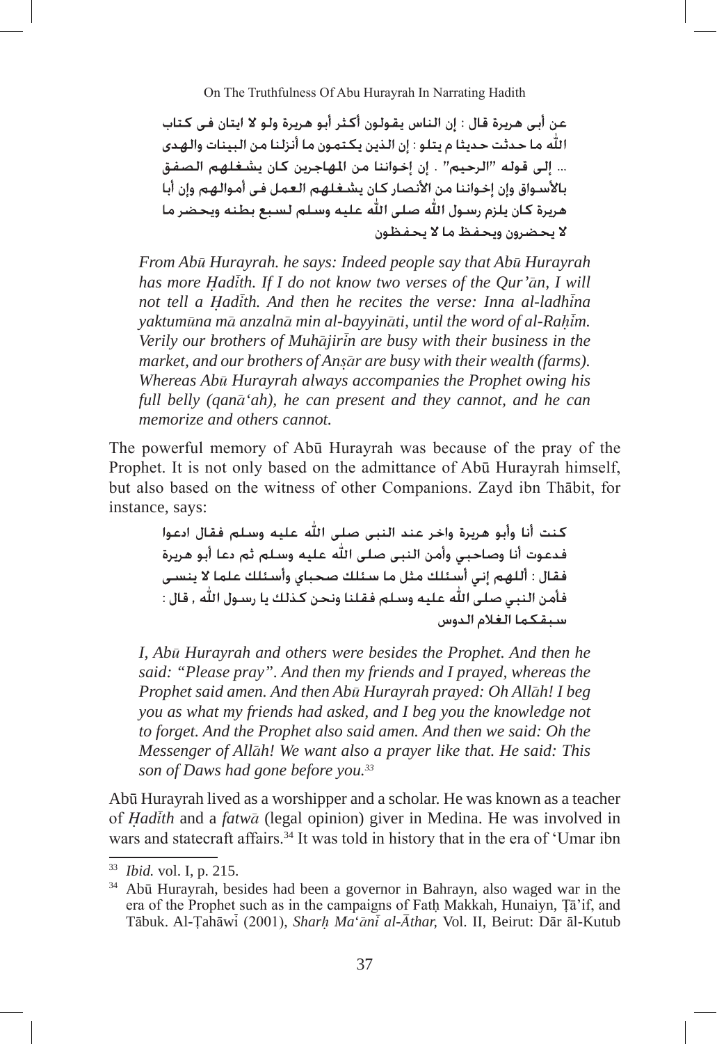عن أبى هريرة قال : إن الناس يقولون أكثر أبو هريرة ولو لا ايتان فى كتاب الله ما حدثت حديثا م يتلو : إن الذين يكتمون ما أنزلنا من البينات والهدى ... إلى قوله "الرحيم" . إن إخواننا من المهاجرين كان يشغلهم الصفق بالأسواق وإن إخواننا من الأنصار كان يشغلهم العمل فى أموالهم وإن أبا هريرة كان يلزم رسول الله صلى الله عليه وسلم لسبع بطنه ويحضر ما لا يحضرون ويحفظ ما لا يحفظون

> *From Abū Hurayrah. he says: Indeed people say that Abū Hurayrah has more Ḥadīth. If I do not know two verses of the Qur'ān, I will not tell a Ḥadīth. And then he recites the verse: Inna al-ladhīna yaktumūna mā anzalnā min al-bayyināti, until the word of al-Raḥīm. Verily our brothers of Muhājirīn are busy with their business in the market, and our brothers of Anṣār are busy with their wealth (farms). Whereas Abū Hurayrah always accompanies the Prophet owing his full belly (qanā'ah), he can present and they cannot, and he can memorize and others cannot.*

The powerful memory of Abū Hurayrah was because of the pray of the Prophet. It is not only based on the admittance of Abū Hurayrah himself, but also based on the witness of other Companions. Zayd ibn Thābit, for instance, says:

كنت أنا وأبو هريرة واخر عند النبى صلى الله عليه وسلم فقال ادعوا فدعوت أنا وصاحبي وأمن النبى صلى الله عليه وسلم ثم دعا أبو هريرة فقال : أللهم إني أسئلك مثل ما سئلك صحباي وأسئلك علما لا ينسى فأمن النبي صلى الله عليه وسلم فقلنا ونحن كذلك يا رسول الله , قال : سبقكما الغلام الدوس

> *I, Abū Hurayrah and others were besides the Prophet. And then he said: "Please pray". And then my friends and I prayed, whereas the Prophet said amen. And then Abū Hurayrah prayed: Oh Allāh! I beg you as what my friends had asked, and I beg you the knowledge not to forget. And the Prophet also said amen. And then we said: Oh the Messenger of Allāh! We want also a prayer like that. He said: This son of Daws had gone before you.*[33]

Abū Hurayrah lived as a worshipper and a scholar. He was known as a teacher of *Ḥadīth* and a *fatwā* (legal opinion) giver in Medina. He was involved in wars and statecraft affairs.[34] It was told in history that in the era of 'Umar ibn

---

[33] *Ibid.* vol. I, p. 215.

[34] Abū Hurayrah, besides had been a governor in Bahrayn, also waged war in the era of the Prophet such as in the campaigns of Fatḥ Makkah, Hunaiyn, Ṭā'if, and Tābuk. Al-Ṭahāwī (2001), *Sharḥ Ma'ānī al-Āthar,* Vol. II, Beirut: Dār āl-Kutub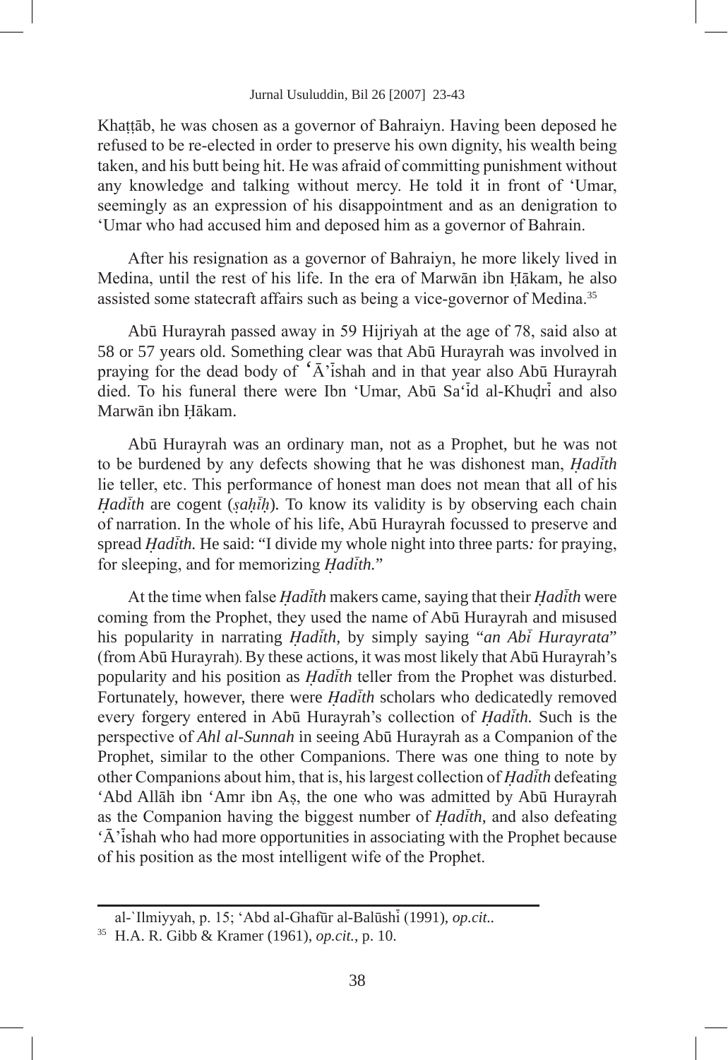Khaṭṭāb, he was chosen as a governor of Bahraiyn. Having been deposed he refused to be re-elected in order to preserve his own dignity, his wealth being taken, and his butt being hit. He was afraid of committing punishment without any knowledge and talking without mercy. He told it in front of 'Umar, seemingly as an expression of his disappointment and as an denigration to 'Umar who had accused him and deposed him as a governor of Bahrain.

After his resignation as a governor of Bahraiyn, he more likely lived in Medina, until the rest of his life. In the era of Marwān ibn Ḥākam, he also assisted some statecraft affairs such as being a vice-governor of Medina.[35]

Abū Hurayrah passed away in 59 Hijriyah at the age of 78, said also at 58 or 57 years old. Something clear was that Abū Hurayrah was involved in praying for the dead body of 'Ā'īshah and in that year also Abū Hurayrah died. To his funeral there were Ibn 'Umar, Abū Sa'īd al-Khuḍrī and also Marwān ibn Ḥākam.

Abū Hurayrah was an ordinary man, not as a Prophet, but he was not to be burdened by any defects showing that he was dishonest man, *Ḥadīth* lie teller, etc. This performance of honest man does not mean that all of his *Ḥadīth* are cogent (*ṣaḥīḥ*). To know its validity is by observing each chain of narration. In the whole of his life, Abū Hurayrah focussed to preserve and spread *Ḥadīth.* He said: "I divide my whole night into three parts*:* for praying, for sleeping, and for memorizing *Ḥadīth.*"

At the time when false *Ḥadīth* makers came, saying that their *Ḥadīth* were coming from the Prophet, they used the name of Abū Hurayrah and misused his popularity in narrating *Ḥadīth,* by simply saying "*an Abī Hurayrata*" (from Abū Hurayrah). By these actions, it was most likely that Abū Hurayrah's popularity and his position as *Ḥadīth* teller from the Prophet was disturbed. Fortunately, however, there were *Ḥadīth* scholars who dedicatedly removed every forgery entered in Abū Hurayrah's collection of *Ḥadīth.* Such is the perspective of *Ahl al-Sunnah* in seeing Abū Hurayrah as a Companion of the Prophet, similar to the other Companions. There was one thing to note by other Companions about him, that is, his largest collection of *Ḥadīth* defeating 'Abd Allāh ibn 'Amr ibn Aṣ, the one who was admitted by Abū Hurayrah as the Companion having the biggest number of *Ḥadīth*, and also defeating 'Ā'īshah who had more opportunities in associating with the Prophet because of his position as the most intelligent wife of the Prophet.

---

al-`Ilmiyyah, p. 15; 'Abd al-Ghafūr al-Balūshī (1991), *op.cit.*.

[35] H.A. R. Gibb & Kramer (1961), *op.cit.*, p. 10.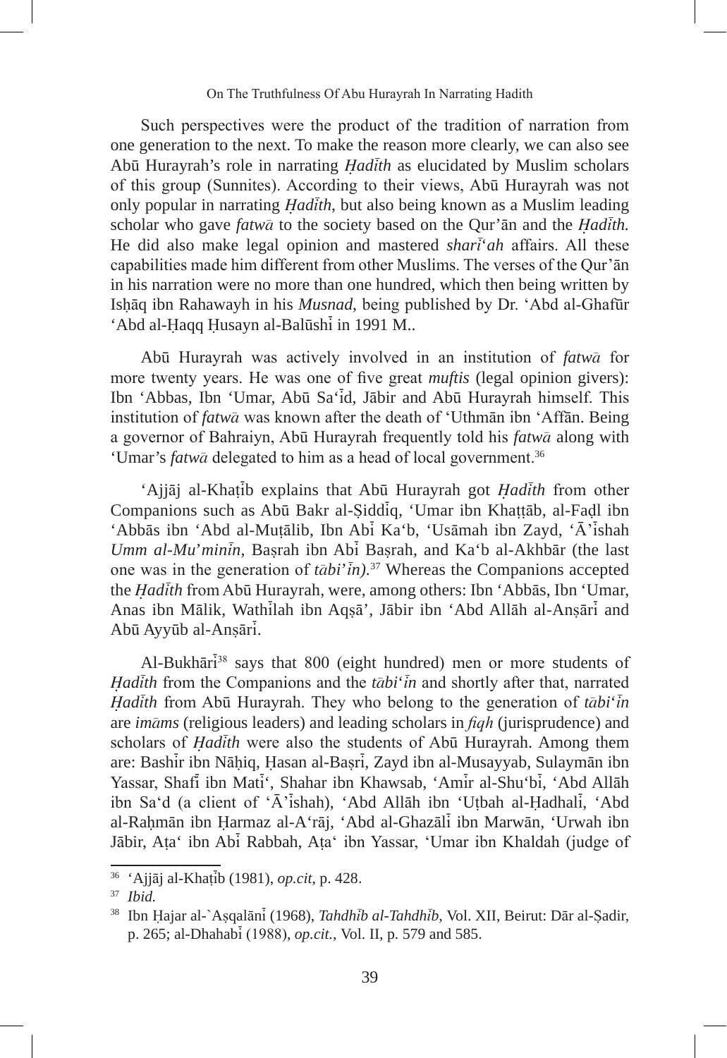Such perspectives were the product of the tradition of narration from one generation to the next. To make the reason more clearly, we can also see Abū Hurayrah's role in narrating *Ḥadīth* as elucidated by Muslim scholars of this group (Sunnites). According to their views, Abū Hurayrah was not only popular in narrating *Ḥadīth*, but also being known as a Muslim leading scholar who gave *fatwā* to the society based on the Qur'ān and the *Ḥadīth.* He did also make legal opinion and mastered *sharī'ah* affairs. All these capabilities made him different from other Muslims. The verses of the Qur'ān in his narration were no more than one hundred, which then being written by Isḥāq ibn Rahawayh in his *Musnad*, being published by Dr. 'Abd al-Ghafūr 'Abd al-Ḥaqq Ḥusayn al-Balūshī in 1991 M..

Abū Hurayrah was actively involved in an institution of *fatwā* for more twenty years. He was one of five great *muftis* (legal opinion givers): Ibn 'Abbas, Ibn 'Umar, Abū Sa'īd, Jābir and Abū Hurayrah himself. This institution of *fatwā* was known after the death of 'Uthmān ibn 'Affān. Being a governor of Bahraiyn, Abū Hurayrah frequently told his *fatwā* along with 'Umar's *fatwā* delegated to him as a head of local government.[36]

'Ajjāj al-Khaṭīb explains that Abū Hurayrah got *Ḥadīth* from other Companions such as Abū Bakr al-Ṣiddīq, 'Umar ibn Khaṭṭāb, al-Faḍl ibn 'Abbās ibn 'Abd al-Muṭālib, Ibn Abī Ka'b, 'Usāmah ibn Zayd, 'Ā'īshah *Umm al-Mu'minīn,* Baṣrah ibn Abī Baṣrah, and Ka'b al-Akhbār (the last one was in the generation of *tābi'īn).*[37] Whereas the Companions accepted the *Ḥadīth* from Abū Hurayrah, were, among others: Ibn 'Abbās, Ibn 'Umar, Anas ibn Mālik, Wathīlah ibn Aqṣā', Jābir ibn 'Abd Allāh al-Anṣārī and Abū Ayyūb al-Anṣārī.

Al-Bukhārī[38] says that 800 (eight hundred) men or more students of *Ḥadīth* from the Companions and the *tābi'īn* and shortly after that, narrated *Ḥadīth* from Abū Hurayrah. They who belong to the generation of *tābi'īn* are *imāms* (religious leaders) and leading scholars in *fiqh* (jurisprudence) and scholars of *Ḥadīth* were also the students of Abū Hurayrah. Among them are: Bashīr ibn Nāḥiq, Ḥasan al-Baṣrī, Zayd ibn al-Musayyab, Sulaymān ibn Yassar, Shafī ibn Matī', Shahar ibn Khawsab, 'Amīr al-Shu'bī, 'Abd Allāh ibn Sa'd (a client of 'Ā'īshah), 'Abd Allāh ibn 'Uṭbah al-Ḥadhalī, 'Abd al-Raḥmān ibn Ḥarmaz al-A'rāj, 'Abd al-Ghazālī ibn Marwān, 'Urwah ibn Jābir, Aṭa' ibn Abī Rabbah, Aṭa' ibn Yassar, 'Umar ibn Khaldah (judge of

---

[36] 'Ajjāj al-Khaṭīb (1981), *op.cit*, p. 428.

[37] *Ibid.*

[38] Ibn Ḥajar al-`Aṣqalānī (1968), *Tahdhīb al-Tahdhīb*, Vol. XII, Beirut: Dār al-Ṣadir, p. 265; al-Dhahabī (1988), *op.cit.*, Vol. II, p. 579 and 585.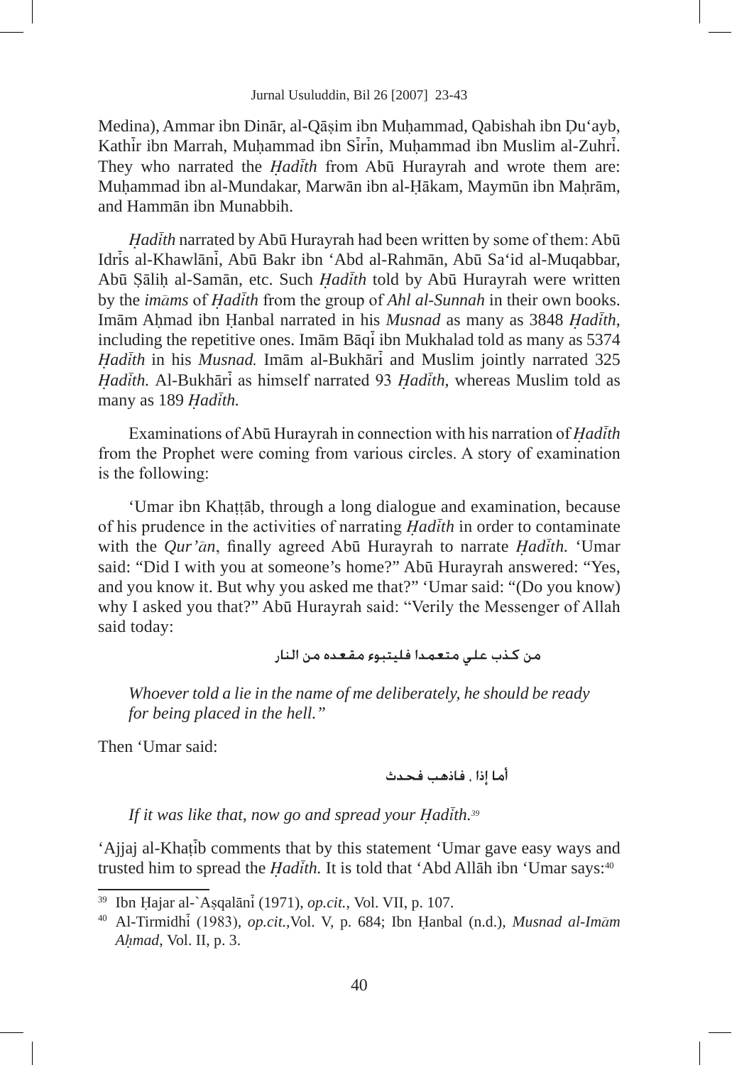Medina), Ammar ibn Dinār, al-Qāṣim ibn Muḥammad, Qabishah ibn Ḍu'ayb, Kathīr ibn Marrah, Muḥammad ibn Sīrīn, Muḥammad ibn Muslim al-Zuhrī. They who narrated the *Ḥadīth* from Abū Hurayrah and wrote them are: Muḥammad ibn al-Mundakar, Marwān ibn al-Ḥākam, Maymūn ibn Maḥrām, and Hammān ibn Munabbih.

*Ḥadīth* narrated by Abū Hurayrah had been written by some of them: Abū Idrīs al-Khawlānī, Abū Bakr ibn 'Abd al-Rahmān, Abū Sa'id al-Muqabbar, Abū Ṣāliḥ al-Samān, etc. Such *Ḥadīth* told by Abū Hurayrah were written by the *imāms* of *Ḥadīth* from the group of *Ahl al-Sunnah* in their own books. Imām Aḥmad ibn Ḥanbal narrated in his *Musnad* as many as 3848 *Ḥadīth*, including the repetitive ones. Imām Bāqī ibn Mukhalad told as many as 5374 *Ḥadīth* in his *Musnad.* Imām al-Bukhārī and Muslim jointly narrated 325 *Ḥadīth.* Al-Bukhārī as himself narrated 93 *Ḥadīth*, whereas Muslim told as many as 189 *Ḥadīth.*

Examinations of Abū Hurayrah in connection with his narration of *Ḥadīth* from the Prophet were coming from various circles. A story of examination is the following:

'Umar ibn Khaṭṭāb, through a long dialogue and examination, because of his prudence in the activities of narrating *Ḥadīth* in order to contaminate with the *Qur'ān*, finally agreed Abū Hurayrah to narrate *Ḥadīth.* 'Umar said: "Did I with you at someone's home?" Abū Hurayrah answered: "Yes, and you know it. But why you asked me that?" 'Umar said: "(Do you know) why I asked you that?" Abū Hurayrah said: "Verily the Messenger of Allah said today:

من كذب علي متعمدا فليتبوء مقعده من النار

*Whoever told a lie in the name of me deliberately, he should be ready for being placed in the hell."*

Then 'Umar said:

أما إذا . فاذهب فحدث

*If it was like that, now go and spread your Ḥadīth.*[39]

'Ajjaj al-Khaṭīb comments that by this statement 'Umar gave easy ways and trusted him to spread the *Ḥadīth.* It is told that 'Abd Allāh ibn 'Umar says:[40]

---

[39] Ibn Ḥajar al-`Aṣqalānī (1971), *op.cit.*, Vol. VII, p. 107.

[40] Al-Tirmidhī (1983), *op.cit.*,Vol. V, p. 684; Ibn Ḥanbal (n.d.), *Musnad al-Imām Aḥmad*, Vol. II, p. 3.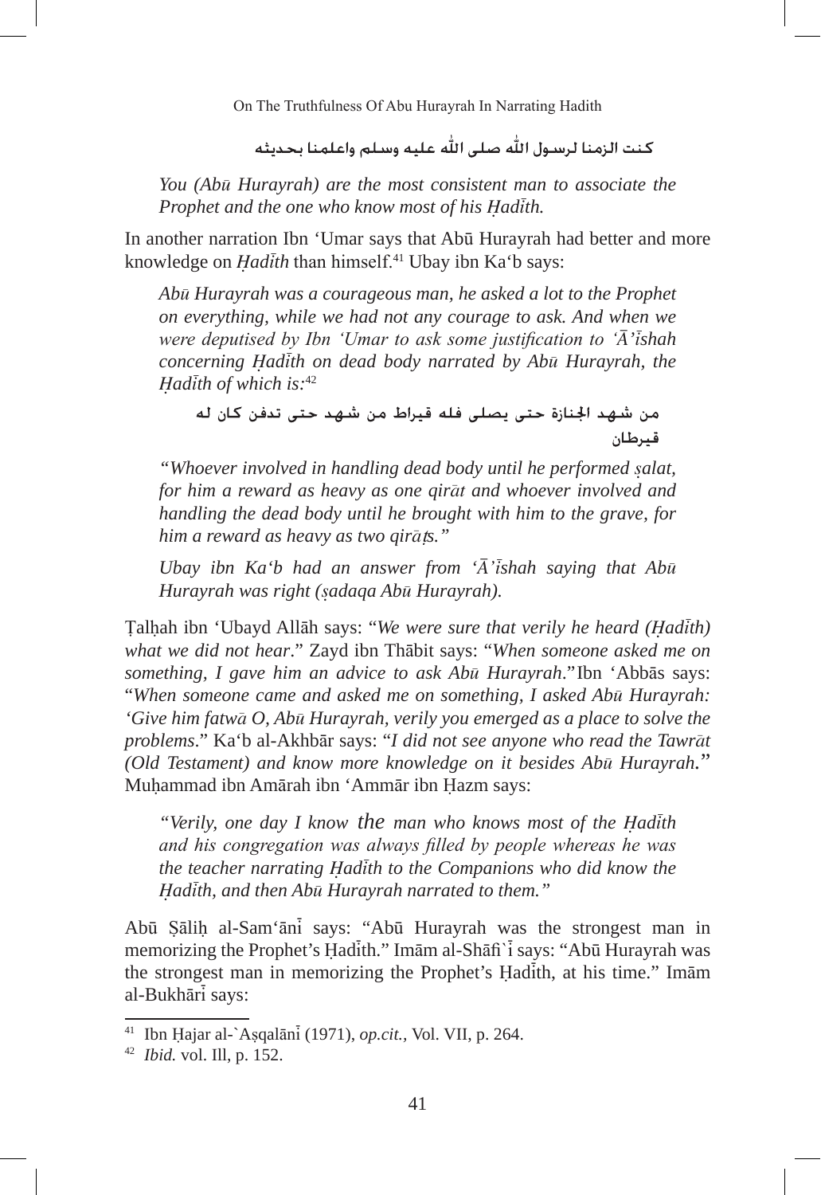كنت الزمنا لرسول الله صلى الله عليه وسلم واعلمنا بحديثه

*You (Abū Hurayrah) are the most consistent man to associate the Prophet and the one who know most of his Ḥadīth.*

In another narration Ibn 'Umar says that Abū Hurayrah had better and more knowledge on *Ḥadīth* than himself.[41] Ubay ibn Ka'b says:

*Abū Hurayrah was a courageous man, he asked a lot to the Prophet on everything, while we had not any courage to ask. And when we were deputised by Ibn 'Umar to ask some justification to 'Ā'īshah concerning Ḥadīth on dead body narrated by Abū Hurayrah, the Ḥadīth of which is:*[42]

من شهد الجنازة حتى يصلى فله قيراط من شهد حتى تدفن كان له قيرطان

*"Whoever involved in handling dead body until he performed ṣalat, for him a reward as heavy as one qirāt and whoever involved and handling the dead body until he brought with him to the grave, for him a reward as heavy as two qirāṭs."*

*Ubay ibn Ka'b had an answer from 'Ā'īshah saying that Abū Hurayrah was right (ṣadaqa Abū Hurayrah).*

Ṭalḥah ibn 'Ubayd Allāh says: "*We were sure that verily he heard (Ḥadīth) what we did not hear*." Zayd ibn Thābit says: "*When someone asked me on something, I gave him an advice to ask Abū Hurayrah*." Ibn 'Abbās says: "*When someone came and asked me on something, I asked Abū Hurayrah: 'Give him fatwā O, Abū Hurayrah, verily you emerged as a place to solve the problems*." Ka'b al-Akhbār says: "*I did not see anyone who read the Tawrāt (Old Testament) and know more knowledge on it besides Abū Hurayrah.*" Muḥammad ibn Amārah ibn 'Ammār ibn Ḥazm says:

*"Verily, one day I know the man who knows most of the Ḥadīth and his congregation was always filled by people whereas he was the teacher narrating Ḥadīth to the Companions who did know the Ḥadīth, and then Abū Hurayrah narrated to them."*

Abū Ṣāliḥ al-Sam'ānī says: "Abū Hurayrah was the strongest man in memorizing the Prophet's Ḥadīth." Imām al-Shāfi`ī says: "Abū Hurayrah was the strongest man in memorizing the Prophet's Ḥadīth, at his time." Imām al-Bukhārī says:

---

[41] Ibn Ḥajar al-`Aṣqalānī (1971), *op.cit.*, Vol. VII, p. 264.

[42] *Ibid.* vol. Ill, p. 152.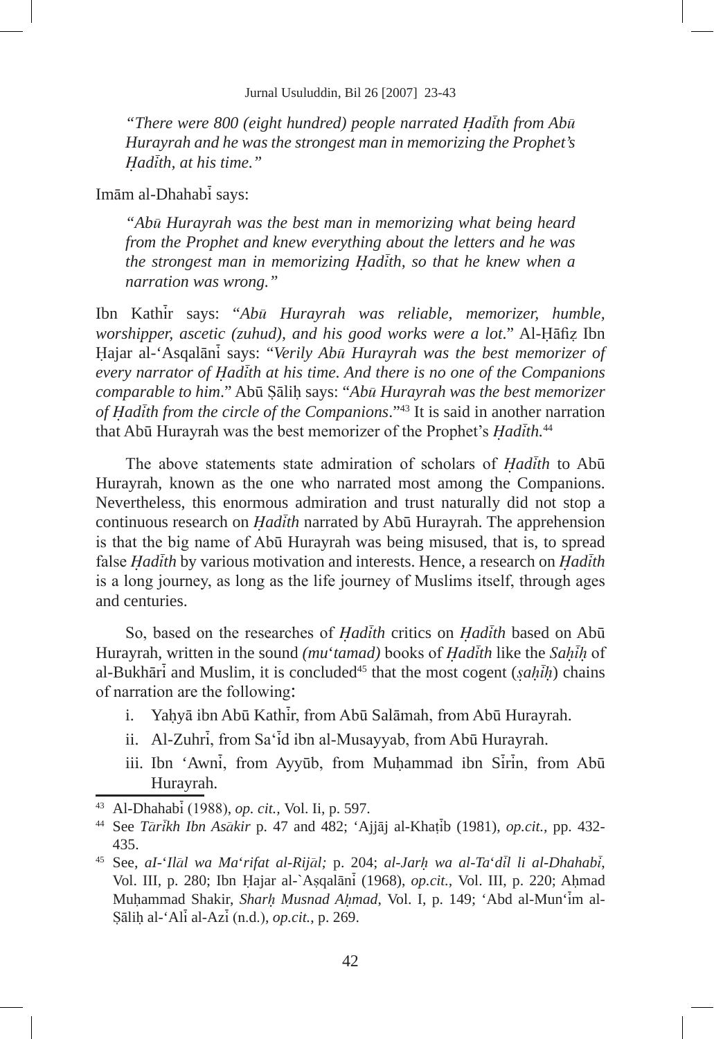*"There were 800 (eight hundred) people narrated Ḥadīth from Abū Hurayrah and he was the strongest man in memorizing the Prophet's Ḥadīth, at his time."*

Imām al-Dhahabī says:

*"Abū Hurayrah was the best man in memorizing what being heard from the Prophet and knew everything about the letters and he was the strongest man in memorizing Ḥadīth, so that he knew when a narration was wrong."*

Ibn Kathīr says: "*Abū Hurayrah was reliable, memorizer, humble, worshipper, ascetic (zuhud), and his good works were a lot*." Al-Ḥāfiẓ Ibn Ḥajar al-'Asqalānī says: "*Verily Abū Hurayrah was the best memorizer of every narrator of Ḥadīth at his time. And there is no one of the Companions comparable to him*." Abū Ṣāliḥ says: "*Abū Hurayrah was the best memorizer of Ḥadīth from the circle of the Companions*."[43] It is said in another narration that Abū Hurayrah was the best memorizer of the Prophet's *Ḥadīth.*[44]

The above statements state admiration of scholars of *Ḥadīth* to Abū Hurayrah, known as the one who narrated most among the Companions. Nevertheless, this enormous admiration and trust naturally did not stop a continuous research on *Ḥadīth* narrated by Abū Hurayrah. The apprehension is that the big name of Abū Hurayrah was being misused, that is, to spread false *Ḥadīth* by various motivation and interests. Hence, a research on *Ḥadīth* is a long journey, as long as the life journey of Muslims itself, through ages and centuries.

So, based on the researches of *Ḥadīth* critics on *Ḥadīth* based on Abū Hurayrah, written in the sound *(mu'tamad)* books of *Ḥadīth* like the *Saḥīḥ* of al-Bukhārī and Muslim, it is concluded[45] that the most cogent (*ṣaḥīḥ*) chains of narration are the following:

i. Yaḥyā ibn Abū Kathīr, from Abū Salāmah, from Abū Hurayrah.
ii. Al-Zuhrī, from Sa'īd ibn al-Musayyab, from Abū Hurayrah.
iii. Ibn 'Awnī, from Ayyūb, from Muḥammad ibn Sīrīn, from Abū Hurayrah.

---

[43] Al-Dhahabī (1988), *op. cit.,* Vol. Ii, p. 597.

[44] See *Tārīkh Ibn Asākir* p. 47 and 482; 'Ajjāj al-Khaṭīb (1981), *op.cit.,* pp. 432-435.

[45] See, *aI-'Ilāl wa Ma'rifat al-Rijāl;* p. 204; *al-Jarḥ wa al-Ta'dīl li al-Dhahabī*, Vol. III, p. 280; Ibn Ḥajar al-`Aṣqalānī (1968), *op.cit.,* Vol. III, p. 220; Aḥmad Muḥammad Shakir, *Sharḥ Musnad Aḥmad*, Vol. I, p. 149; 'Abd al-Mun'īm al-Ṣāliḥ al-'Alī al-Azī (n.d.), *op.cit.*, p. 269.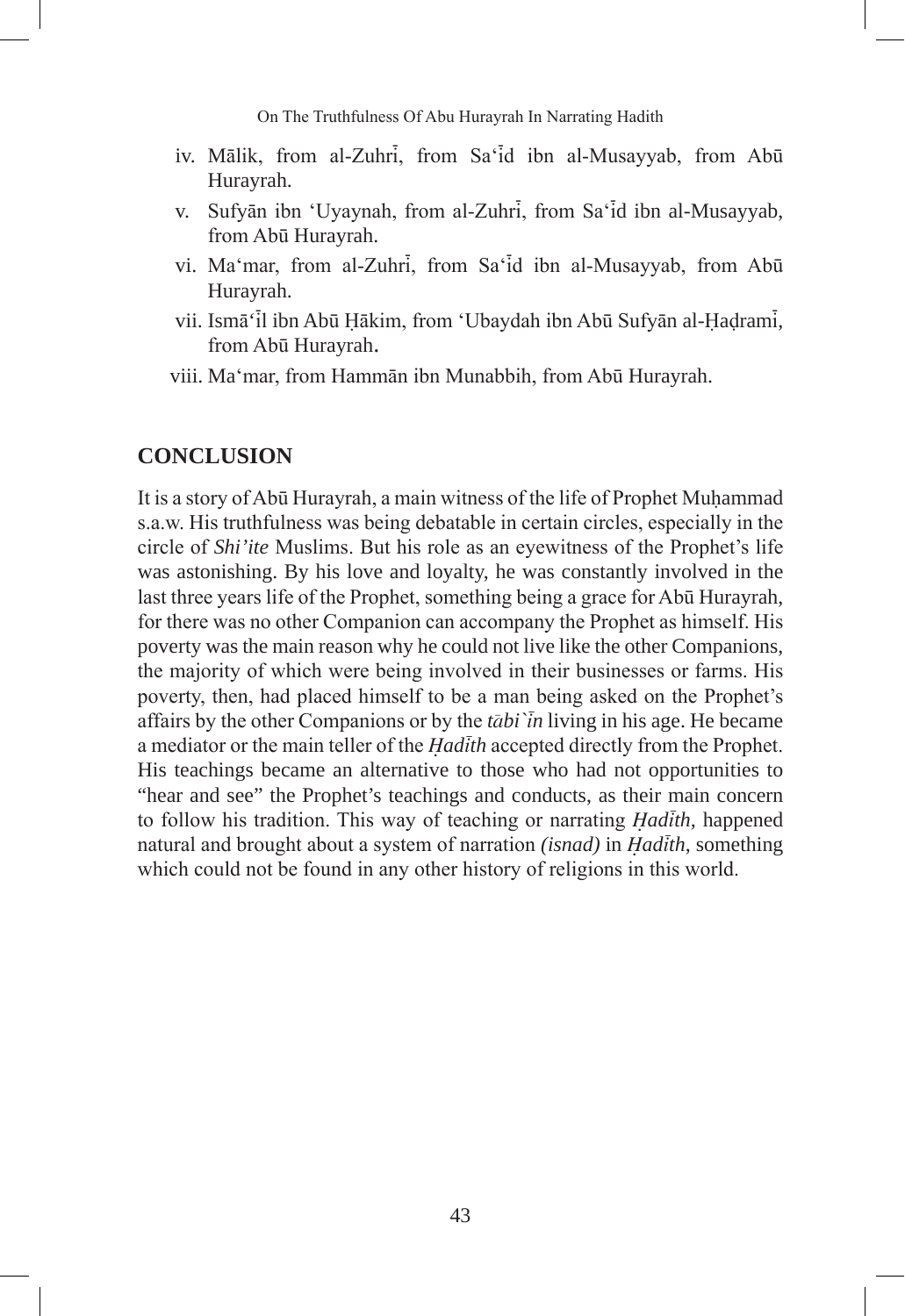iv. Mālik, from al-Zuhrī, from Sa'īd ibn al-Musayyab, from Abū Hurayrah.

v. Sufyān ibn 'Uyaynah, from al-Zuhrī, from Sa'īd ibn al-Musayyab, from Abū Hurayrah.

vi. Ma'mar, from al-Zuhrī, from Sa'īd ibn al-Musayyab, from Abū Hurayrah.

vii. Ismā'īl ibn Abū Ḥākim, from 'Ubaydah ibn Abū Sufyān al-Ḥaḍramī, from Abū Hurayrah.

viii. Ma'mar, from Hammān ibn Munabbih, from Abū Hurayrah.

## CONCLUSION

It is a story of Abū Hurayrah, a main witness of the life of Prophet Muḥammad s.a.w. His truthfulness was being debatable in certain circles, especially in the circle of *Shi'ite* Muslims. But his role as an eyewitness of the Prophet's life was astonishing. By his love and loyalty, he was constantly involved in the last three years life of the Prophet, something being a grace for Abū Hurayrah, for there was no other Companion can accompany the Prophet as himself. His poverty was the main reason why he could not live like the other Companions, the majority of which were being involved in their businesses or farms. His poverty, then, had placed himself to be a man being asked on the Prophet's affairs by the other Companions or by the *tābi`īn* living in his age. He became a mediator or the main teller of the *Ḥadīth* accepted directly from the Prophet. His teachings became an alternative to those who had not opportunities to "hear and see" the Prophet's teachings and conducts, as their main concern to follow his tradition. This way of teaching or narrating *Ḥadīth*, happened natural and brought about a system of narration *(isnad)* in *Ḥadīth*, something which could not be found in any other history of religions in this world.